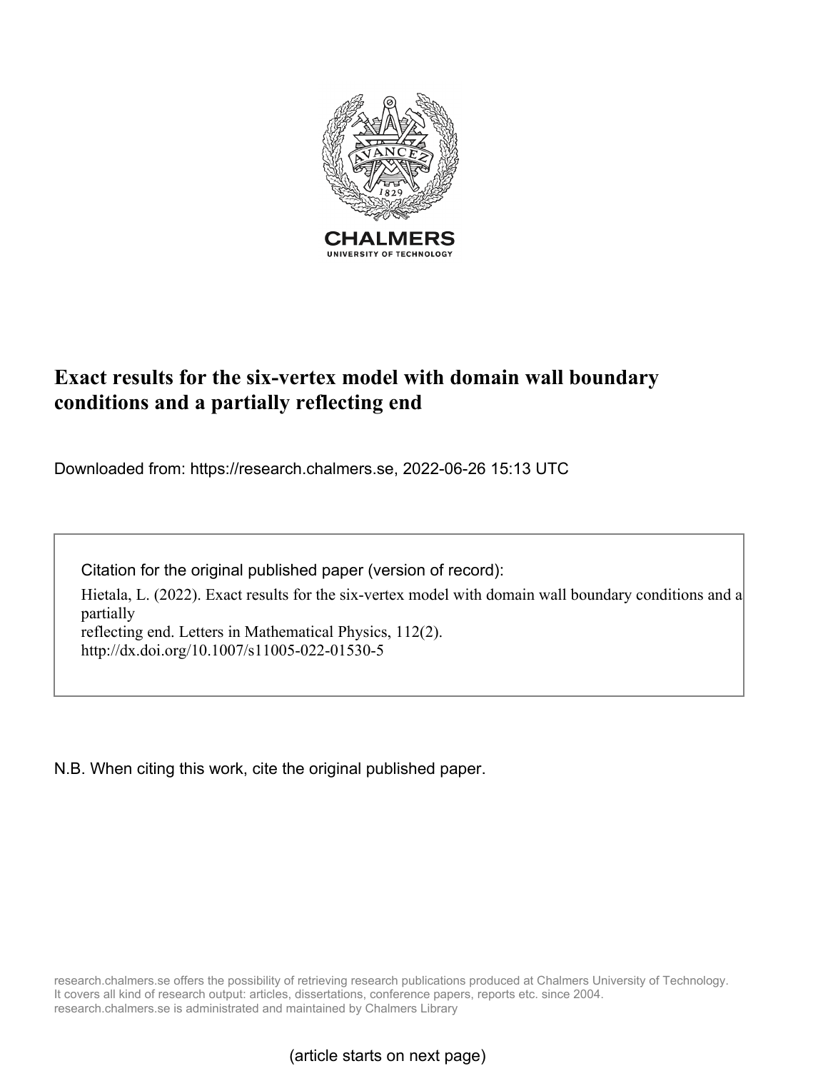CHALMERS

UNIVERSITY OF TECHNOLOGY

# Exact results for the six-vertex model with domain wall boundary conditions and a partially reflecting end

Downloaded from: https://research.chalmers.se, 2022-06-26 15:13 UTC

Citation for the original published paper (version of record):

Hietala, L. (2022). Exact results for the six-vertex model with domain wall boundary conditions and a partially
reflecting end. Letters in Mathematical Physics, 112(2).
http://dx.doi.org/10.1007/s11005-022-01530-5

N.B. When citing this work, cite the original published paper.

research.chalmers.se offers the possibility of retrieving research publications produced at Chalmers University of Technology.
It covers all kind of research output: articles, dissertations, conference papers, reports etc. since 2004.
research.chalmers.se is administrated and maintained by Chalmers Library

(article starts on next page)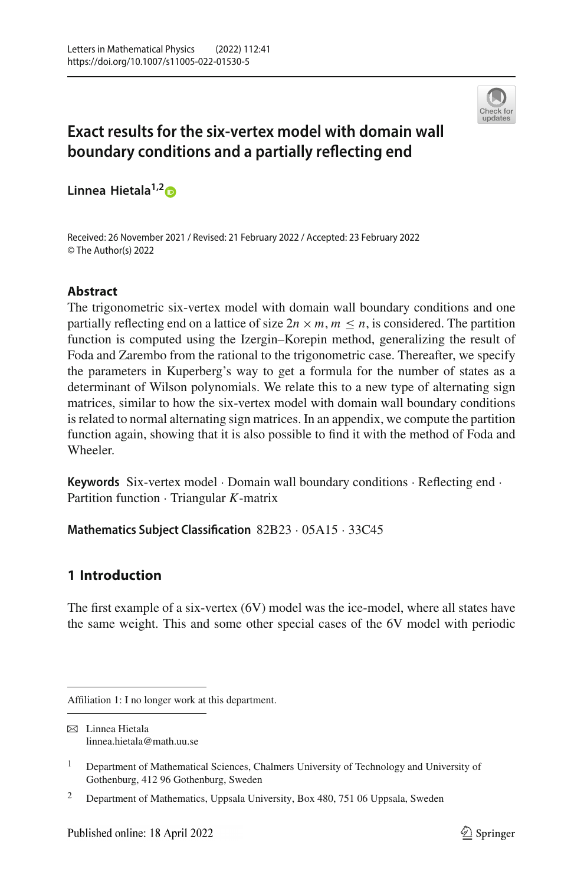# Exact results for the six-vertex model with domain wall boundary conditions and a partially reflecting end

**Linnea Hietala**[1,2]

Received: 26 November 2021 / Revised: 21 February 2022 / Accepted: 23 February 2022
© The Author(s) 2022

## Abstract

The trigonometric six-vertex model with domain wall boundary conditions and one partially reflecting end on a lattice of size $2n \times m$, $m \leq n$, is considered. The partition function is computed using the Izergin–Korepin method, generalizing the result of Foda and Zarembo from the rational to the trigonometric case. Thereafter, we specify the parameters in Kuperberg's way to get a formula for the number of states as a determinant of Wilson polynomials. We relate this to a new type of alternating sign matrices, similar to how the six-vertex model with domain wall boundary conditions is related to normal alternating sign matrices. In an appendix, we compute the partition function again, showing that it is also possible to find it with the method of Foda and Wheeler.

**Keywords** Six-vertex model · Domain wall boundary conditions · Reflecting end · Partition function · Triangular $K$-matrix

**Mathematics Subject Classification** 82B23 · 05A15 · 33C45

## 1 Introduction

The first example of a six-vertex (6V) model was the ice-model, where all states have the same weight. This and some other special cases of the 6V model with periodic

---

Affiliation 1: I no longer work at this department.

✉ Linnea Hietala
linnea.hietala@math.uu.se

[1] Department of Mathematical Sciences, Chalmers University of Technology and University of Gothenburg, 412 96 Gothenburg, Sweden

[2] Department of Mathematics, Uppsala University, Box 480, 751 06 Uppsala, Sweden

Published online: 18 April 2022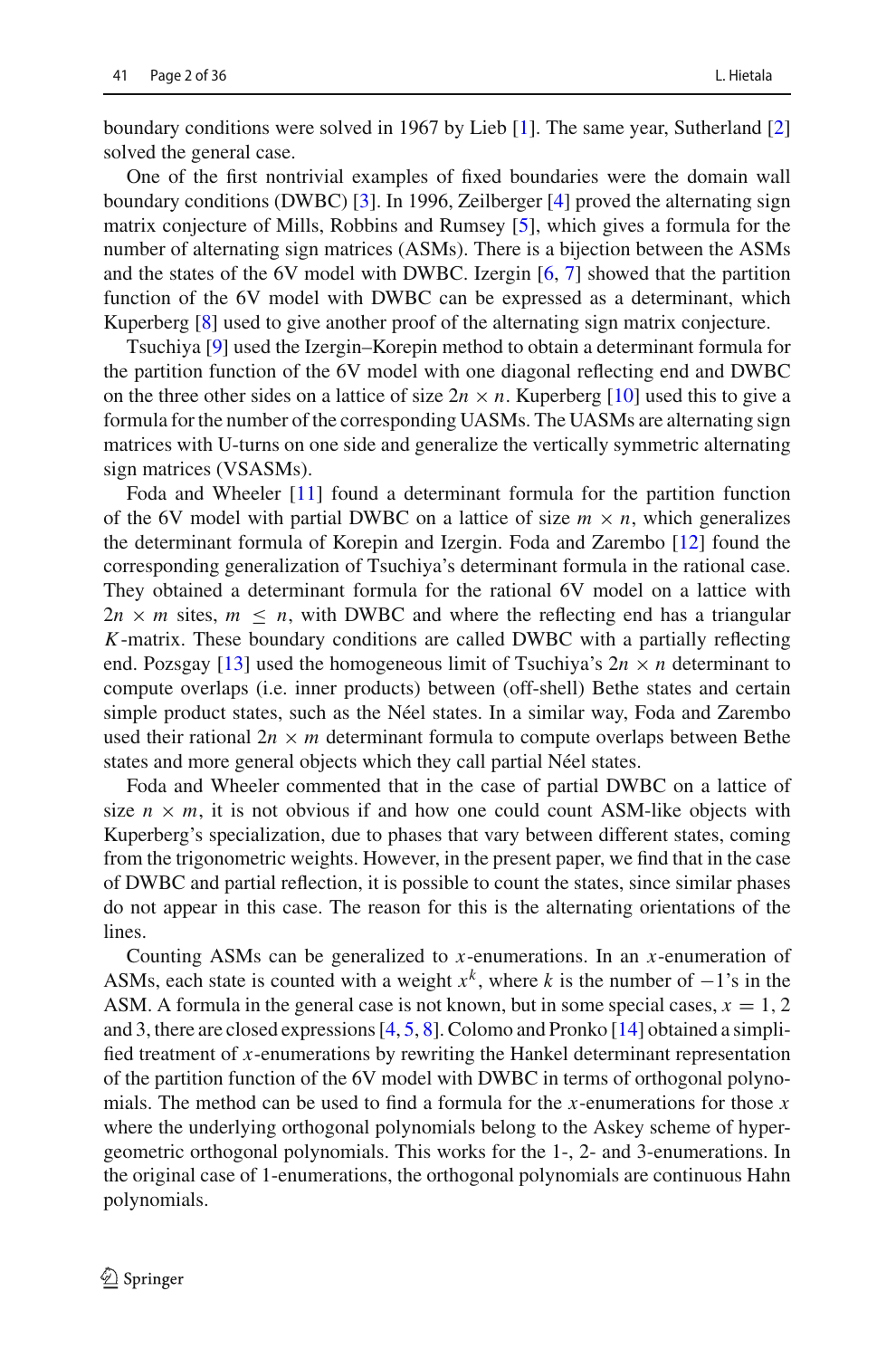boundary conditions were solved in 1967 by Lieb [1]. The same year, Sutherland [2] solved the general case.

One of the first nontrivial examples of fixed boundaries were the domain wall boundary conditions (DWBC) [3]. In 1996, Zeilberger [4] proved the alternating sign matrix conjecture of Mills, Robbins and Rumsey [5], which gives a formula for the number of alternating sign matrices (ASMs). There is a bijection between the ASMs and the states of the 6V model with DWBC. Izergin [6, 7] showed that the partition function of the 6V model with DWBC can be expressed as a determinant, which Kuperberg [8] used to give another proof of the alternating sign matrix conjecture.

Tsuchiya [9] used the Izergin–Korepin method to obtain a determinant formula for the partition function of the 6V model with one diagonal reflecting end and DWBC on the three other sides on a lattice of size $2n \times n$. Kuperberg [10] used this to give a formula for the number of the corresponding UASMs. The UASMs are alternating sign matrices with U-turns on one side and generalize the vertically symmetric alternating sign matrices (VSASMs).

Foda and Wheeler [11] found a determinant formula for the partition function of the 6V model with partial DWBC on a lattice of size $m \times n$, which generalizes the determinant formula of Korepin and Izergin. Foda and Zarembo [12] found the corresponding generalization of Tsuchiya's determinant formula in the rational case. They obtained a determinant formula for the rational 6V model on a lattice with $2n \times m$ sites, $m \leq n$, with DWBC and where the reflecting end has a triangular $K$-matrix. These boundary conditions are called DWBC with a partially reflecting end. Pozsgay [13] used the homogeneous limit of Tsuchiya's $2n \times n$ determinant to compute overlaps (i.e. inner products) between (off-shell) Bethe states and certain simple product states, such as the Néel states. In a similar way, Foda and Zarembo used their rational $2n \times m$ determinant formula to compute overlaps between Bethe states and more general objects which they call partial Néel states.

Foda and Wheeler commented that in the case of partial DWBC on a lattice of size $n \times m$, it is not obvious if and how one could count ASM-like objects with Kuperberg's specialization, due to phases that vary between different states, coming from the trigonometric weights. However, in the present paper, we find that in the case of DWBC and partial reflection, it is possible to count the states, since similar phases do not appear in this case. The reason for this is the alternating orientations of the lines.

Counting ASMs can be generalized to $x$-enumerations. In an $x$-enumeration of ASMs, each state is counted with a weight $x^k$, where $k$ is the number of $-1$'s in the ASM. A formula in the general case is not known, but in some special cases, $x = 1, 2$ and 3, there are closed expressions [4, 5, 8]. Colomo and Pronko [14] obtained a simplified treatment of $x$-enumerations by rewriting the Hankel determinant representation of the partition function of the 6V model with DWBC in terms of orthogonal polynomials. The method can be used to find a formula for the $x$-enumerations for those $x$ where the underlying orthogonal polynomials belong to the Askey scheme of hypergeometric orthogonal polynomials. This works for the 1-, 2- and 3-enumerations. In the original case of 1-enumerations, the orthogonal polynomials are continuous Hahn polynomials.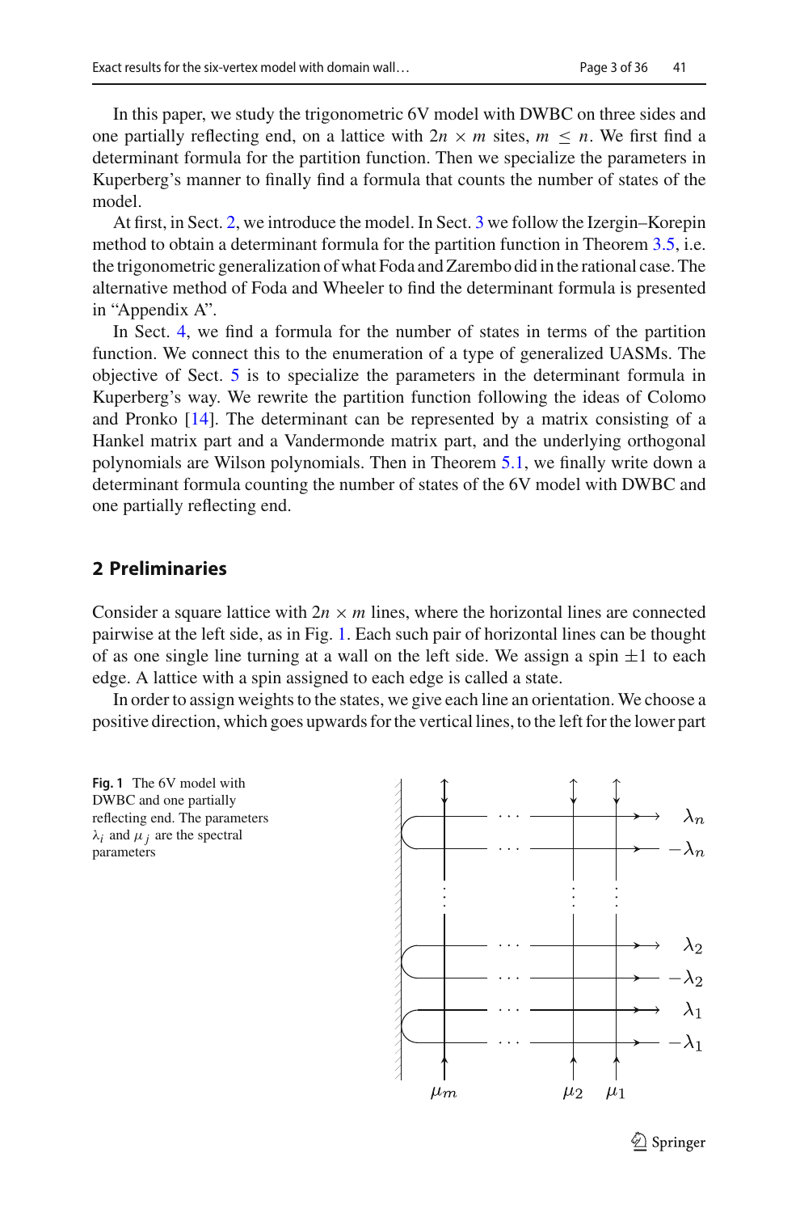In this paper, we study the trigonometric 6V model with DWBC on three sides and one partially reflecting end, on a lattice with $2n \times m$ sites, $m \leq n$. We first find a determinant formula for the partition function. Then we specialize the parameters in Kuperberg's manner to finally find a formula that counts the number of states of the model.

At first, in Sect. 2, we introduce the model. In Sect. 3 we follow the Izergin–Korepin method to obtain a determinant formula for the partition function in Theorem 3.5, i.e. the trigonometric generalization of what Foda and Zarembo did in the rational case. The alternative method of Foda and Wheeler to find the determinant formula is presented in "Appendix A".

In Sect. 4, we find a formula for the number of states in terms of the partition function. We connect this to the enumeration of a type of generalized UASMs. The objective of Sect. 5 is to specialize the parameters in the determinant formula in Kuperberg's way. We rewrite the partition function following the ideas of Colomo and Pronko [14]. The determinant can be represented by a matrix consisting of a Hankel matrix part and a Vandermonde matrix part, and the underlying orthogonal polynomials are Wilson polynomials. Then in Theorem 5.1, we finally write down a determinant formula counting the number of states of the 6V model with DWBC and one partially reflecting end.

## 2 Preliminaries

Consider a square lattice with $2n \times m$ lines, where the horizontal lines are connected pairwise at the left side, as in Fig. 1. Each such pair of horizontal lines can be thought of as one single line turning at a wall on the left side. We assign a spin $\pm 1$ to each edge. A lattice with a spin assigned to each edge is called a state.

In order to assign weights to the states, we give each line an orientation. We choose a positive direction, which goes upwards for the vertical lines, to the left for the lower part

**Fig. 1** The 6V model with DWBC and one partially reflecting end. The parameters $\lambda_i$ and $\mu_j$ are the spectral parameters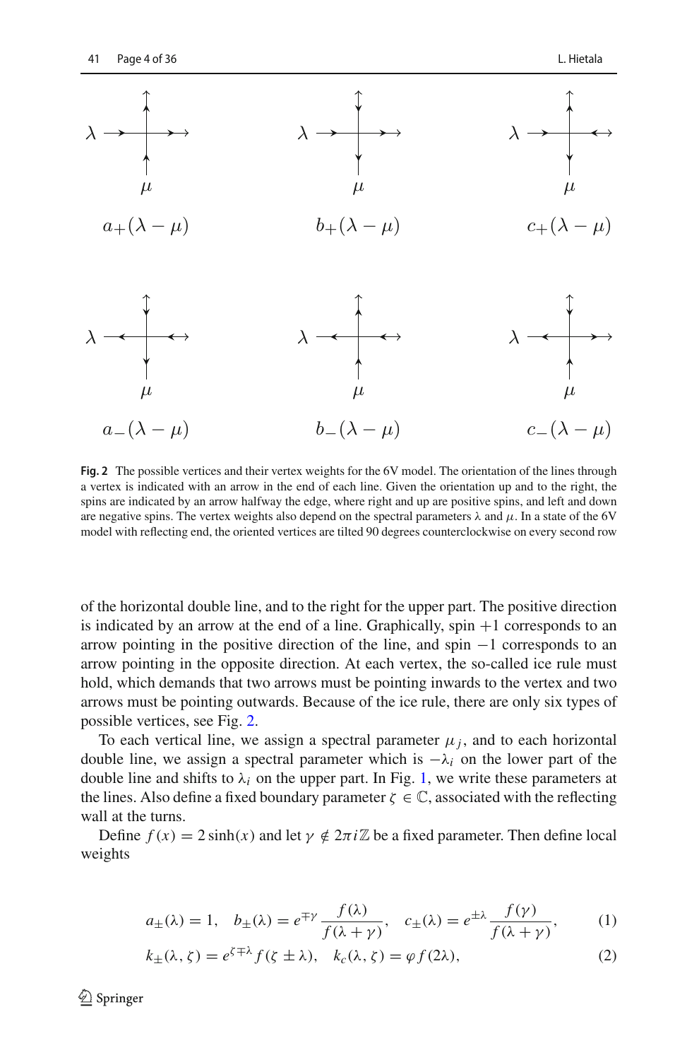$a_+(\lambda-\mu)$ $b_+(\lambda-\mu)$ $c_+(\lambda-\mu)$

$a_-(\lambda-\mu)$ $b_-(\lambda-\mu)$ $c_-(\lambda-\mu)$

**Fig. 2** The possible vertices and their vertex weights for the 6V model. The orientation of the lines through a vertex is indicated with an arrow in the end of each line. Given the orientation up and to the right, the spins are indicated by an arrow halfway the edge, where right and up are positive spins, and left and down are negative spins. The vertex weights also depend on the spectral parameters $\lambda$ and $\mu$. In a state of the 6V model with reflecting end, the oriented vertices are tilted 90 degrees counterclockwise on every second row

of the horizontal double line, and to the right for the upper part. The positive direction is indicated by an arrow at the end of a line. Graphically, spin $+1$ corresponds to an arrow pointing in the positive direction of the line, and spin $-1$ corresponds to an arrow pointing in the opposite direction. At each vertex, the so-called ice rule must hold, which demands that two arrows must be pointing inwards to the vertex and two arrows must be pointing outwards. Because of the ice rule, there are only six types of possible vertices, see Fig. 2.

To each vertical line, we assign a spectral parameter $\mu_j$, and to each horizontal double line, we assign a spectral parameter which is $-\lambda_i$ on the lower part of the double line and shifts to $\lambda_i$ on the upper part. In Fig. 1, we write these parameters at the lines. Also define a fixed boundary parameter $\zeta \in \mathbb{C}$, associated with the reflecting wall at the turns.

Define $f(x) = 2\sinh(x)$ and let $\gamma \notin 2\pi i\mathbb{Z}$ be a fixed parameter. Then define local weights

$$a_\pm(\lambda) = 1, \quad b_\pm(\lambda) = e^{\mp\gamma}\frac{f(\lambda)}{f(\lambda+\gamma)}, \quad c_\pm(\lambda) = e^{\pm\lambda}\frac{f(\gamma)}{f(\lambda+\gamma)}, \tag{1}$$

$$k_\pm(\lambda,\zeta) = e^{\zeta\mp\lambda}f(\zeta\pm\lambda), \quad k_c(\lambda,\zeta) = \varphi f(2\lambda), \tag{2}$$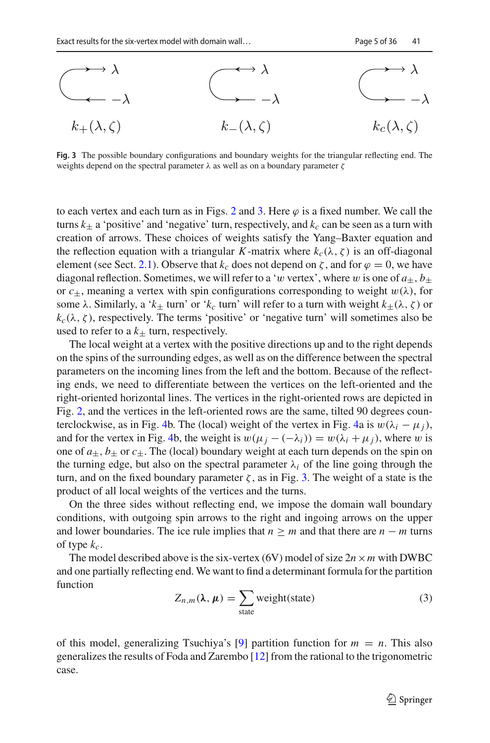$k_+(\lambda,\zeta)$ $k_-(\lambda,\zeta)$ $k_c(\lambda,\zeta)$

**Fig. 3** The possible boundary configurations and boundary weights for the triangular reflecting end. The weights depend on the spectral parameter $\lambda$ as well as on a boundary parameter $\zeta$

to each vertex and each turn as in Figs. 2 and 3. Here $\varphi$ is a fixed number. We call the turns $k_\pm$ a 'positive' and 'negative' turn, respectively, and $k_c$ can be seen as a turn with creation of arrows. These choices of weights satisfy the Yang–Baxter equation and the reflection equation with a triangular $K$-matrix where $k_c(\lambda,\zeta)$ is an off-diagonal element (see Sect. 2.1). Observe that $k_c$ does not depend on $\zeta$, and for $\varphi = 0$, we have diagonal reflection. Sometimes, we will refer to a '$w$ vertex', where $w$ is one of $a_\pm$, $b_\pm$ or $c_\pm$, meaning a vertex with spin configurations corresponding to weight $w(\lambda)$, for some $\lambda$. Similarly, a '$k_\pm$ turn' or '$k_c$ turn' will refer to a turn with weight $k_\pm(\lambda,\zeta)$ or $k_c(\lambda,\zeta)$, respectively. The terms 'positive' or 'negative turn' will sometimes also be used to refer to a $k_\pm$ turn, respectively.

The local weight at a vertex with the positive directions up and to the right depends on the spins of the surrounding edges, as well as on the difference between the spectral parameters on the incoming lines from the left and the bottom. Because of the reflecting ends, we need to differentiate between the vertices on the left-oriented and the right-oriented horizontal lines. The vertices in the right-oriented rows are depicted in Fig. 2, and the vertices in the left-oriented rows are the same, tilted 90 degrees counterclockwise, as in Fig. 4b. The (local) weight of the vertex in Fig. 4a is $w(\lambda_i - \mu_j)$, and for the vertex in Fig. 4b, the weight is $w(\mu_j - (-\lambda_i)) = w(\lambda_i + \mu_j)$, where $w$ is one of $a_\pm$, $b_\pm$ or $c_\pm$. The (local) boundary weight at each turn depends on the spin on the turning edge, but also on the spectral parameter $\lambda_i$ of the line going through the turn, and on the fixed boundary parameter $\zeta$, as in Fig. 3. The weight of a state is the product of all local weights of the vertices and the turns.

On the three sides without reflecting end, we impose the domain wall boundary conditions, with outgoing spin arrows to the right and ingoing arrows on the upper and lower boundaries. The ice rule implies that $n \geq m$ and that there are $n - m$ turns of type $k_c$.

The model described above is the six-vertex (6V) model of size $2n \times m$ with DWBC and one partially reflecting end. We want to find a determinant formula for the partition function

$$Z_{n,m}(\boldsymbol{\lambda}, \boldsymbol{\mu}) = \sum_{\text{state}} \text{weight(state)} \tag{3}$$

of this model, generalizing Tsuchiya's [9] partition function for $m = n$. This also generalizes the results of Foda and Zarembo [12] from the rational to the trigonometric case.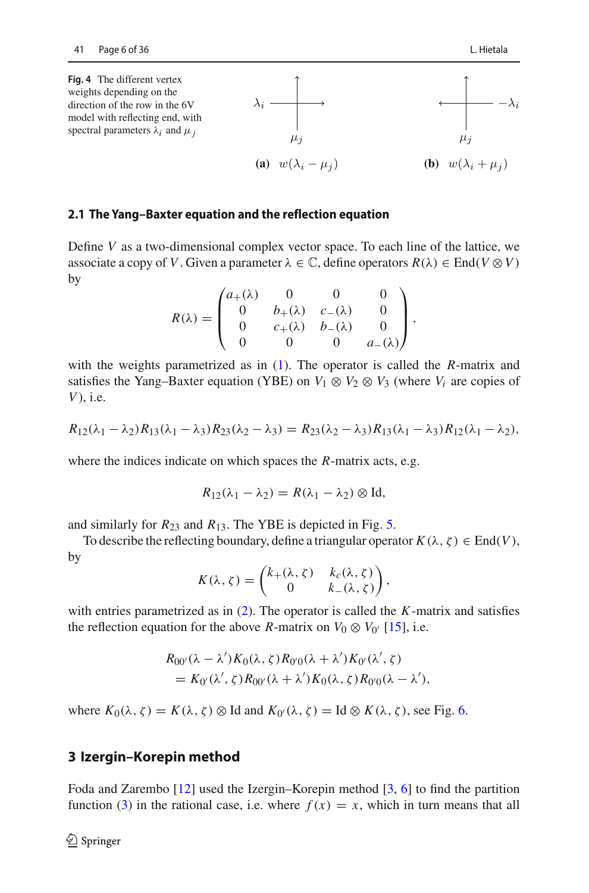**Fig. 4** The different vertex weights depending on the direction of the row in the 6V model with reflecting end, with spectral parameters $\lambda_i$ and $\mu_j$

(a) $w(\lambda_i - \mu_j)$ (b) $w(\lambda_i + \mu_j)$

### 2.1 The Yang–Baxter equation and the reflection equation

Define $V$ as a two-dimensional complex vector space. To each line of the lattice, we associate a copy of $V$. Given a parameter $\lambda \in \mathbb{C}$, define operators $R(\lambda) \in \mathrm{End}(V \otimes V)$ by

$$R(\lambda) = \begin{pmatrix} a_+(\lambda) & 0 & 0 & 0 \\ 0 & b_+(\lambda) & c_-(\lambda) & 0 \\ 0 & c_+(\lambda) & b_-(\lambda) & 0 \\ 0 & 0 & 0 & a_-(\lambda) \end{pmatrix},$$

with the weights parametrized as in (1). The operator is called the $R$-matrix and satisfies the Yang–Baxter equation (YBE) on $V_1 \otimes V_2 \otimes V_3$ (where $V_i$ are copies of $V$), i.e.

$$R_{12}(\lambda_1 - \lambda_2)R_{13}(\lambda_1 - \lambda_3)R_{23}(\lambda_2 - \lambda_3) = R_{23}(\lambda_2 - \lambda_3)R_{13}(\lambda_1 - \lambda_3)R_{12}(\lambda_1 - \lambda_2),$$

where the indices indicate on which spaces the $R$-matrix acts, e.g.

$$R_{12}(\lambda_1 - \lambda_2) = R(\lambda_1 - \lambda_2) \otimes \mathrm{Id},$$

and similarly for $R_{23}$ and $R_{13}$. The YBE is depicted in Fig. 5.

To describe the reflecting boundary, define a triangular operator $K(\lambda, \zeta) \in \mathrm{End}(V)$, by

$$K(\lambda, \zeta) = \begin{pmatrix} k_+(\lambda, \zeta) & k_c(\lambda, \zeta) \\ 0 & k_-(\lambda, \zeta) \end{pmatrix},$$

with entries parametrized as in (2). The operator is called the $K$-matrix and satisfies the reflection equation for the above $R$-matrix on $V_0 \otimes V_{0'}$ [15], i.e.

$$\begin{aligned} &R_{00'}(\lambda - \lambda')K_0(\lambda, \zeta)R_{0'0}(\lambda + \lambda')K_{0'}(\lambda', \zeta) \\ &\quad = K_{0'}(\lambda', \zeta)R_{00'}(\lambda + \lambda')K_0(\lambda, \zeta)R_{0'0}(\lambda - \lambda'), \end{aligned}$$

where $K_0(\lambda, \zeta) = K(\lambda, \zeta) \otimes \mathrm{Id}$ and $K_{0'}(\lambda, \zeta) = \mathrm{Id} \otimes K(\lambda, \zeta)$, see Fig. 6.

## 3 Izergin–Korepin method

Foda and Zarembo [12] used the Izergin–Korepin method [3, 6] to find the partition function (3) in the rational case, i.e. where $f(x) = x$, which in turn means that all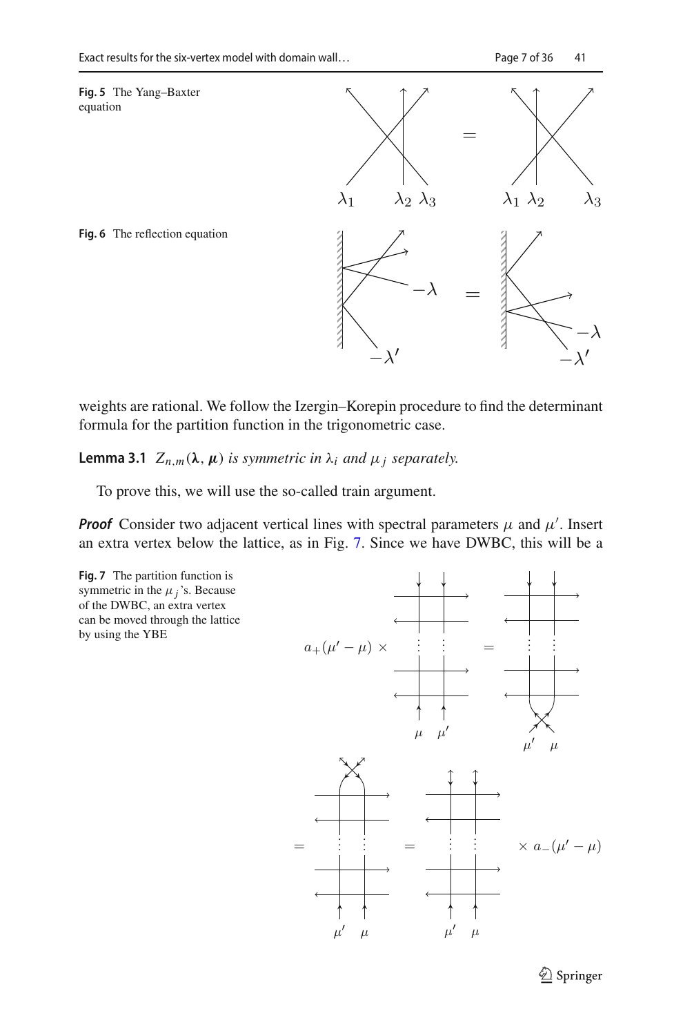**Fig. 5** The Yang–Baxter equation

**Fig. 6** The reflection equation

weights are rational. We follow the Izergin–Korepin procedure to find the determinant formula for the partition function in the trigonometric case.

**Lemma 3.1** *$Z_{n,m}(\boldsymbol{\lambda}, \boldsymbol{\mu})$ is symmetric in $\lambda_i$ and $\mu_j$ separately.*

To prove this, we will use the so-called train argument.

***Proof*** Consider two adjacent vertical lines with spectral parameters $\mu$ and $\mu'$. Insert an extra vertex below the lattice, as in Fig. 7. Since we have DWBC, this will be a

**Fig. 7** The partition function is symmetric in the $\mu_j$'s. Because of the DWBC, an extra vertex can be moved through the lattice by using the YBE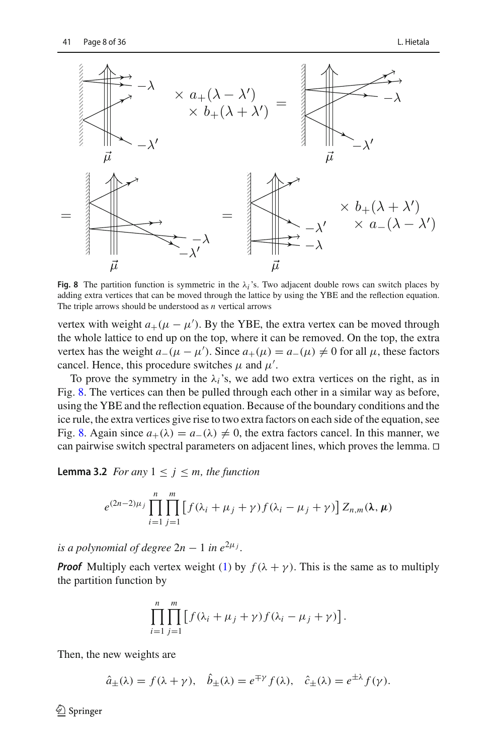**Fig. 8** The partition function is symmetric in the $\lambda_i$'s. Two adjacent double rows can switch places by adding extra vertices that can be moved through the lattice by using the YBE and the reflection equation. The triple arrows should be understood as $n$ vertical arrows

vertex with weight $a_+(\mu - \mu')$. By the YBE, the extra vertex can be moved through the whole lattice to end up on the top, where it can be removed. On the top, the extra vertex has the weight $a_-(\mu - \mu')$. Since $a_+(\mu) = a_-(\mu) \neq 0$ for all $\mu$, these factors cancel. Hence, this procedure switches $\mu$ and $\mu'$.

To prove the symmetry in the $\lambda_i$'s, we add two extra vertices on the right, as in Fig. 8. The vertices can then be pulled through each other in a similar way as before, using the YBE and the reflection equation. Because of the boundary conditions and the ice rule, the extra vertices give rise to two extra factors on each side of the equation, see Fig. 8. Again since $a_+(\lambda) = a_-(\lambda) \neq 0$, the extra factors cancel. In this manner, we can pairwise switch spectral parameters on adjacent lines, which proves the lemma. □

**Lemma 3.2** *For any* $1 \leq j \leq m$, *the function*

$$e^{(2n-2)\mu_j} \prod_{i=1}^{n} \prod_{j=1}^{m} \left[ f(\lambda_i + \mu_j + \gamma) f(\lambda_i - \mu_j + \gamma) \right] Z_{n,m}(\boldsymbol{\lambda}, \boldsymbol{\mu})$$

*is a polynomial of degree* $2n - 1$ *in* $e^{2\mu_j}$.

***Proof*** Multiply each vertex weight (1) by $f(\lambda + \gamma)$. This is the same as to multiply the partition function by

$$\prod_{i=1}^{n} \prod_{j=1}^{m} \left[ f(\lambda_i + \mu_j + \gamma) f(\lambda_i - \mu_j + \gamma) \right].$$

Then, the new weights are

$$\hat{a}_\pm(\lambda) = f(\lambda + \gamma), \quad \hat{b}_\pm(\lambda) = e^{\mp\gamma} f(\lambda), \quad \hat{c}_\pm(\lambda) = e^{\pm\lambda} f(\gamma).$$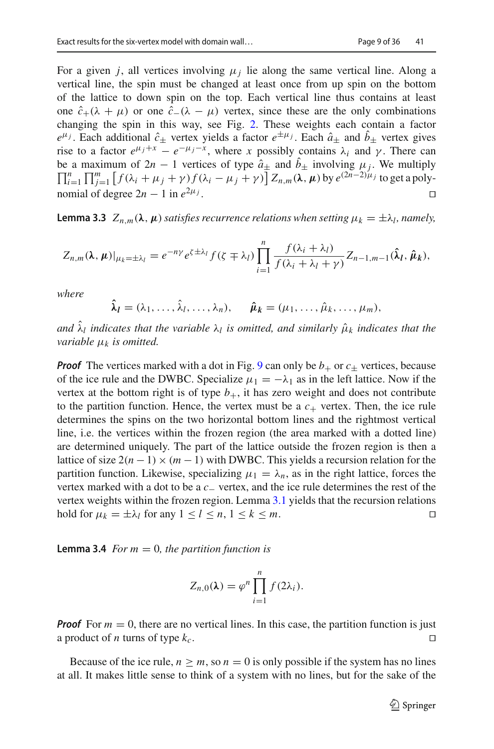For a given $j$, all vertices involving $\mu_j$ lie along the same vertical line. Along a vertical line, the spin must be changed at least once from up spin on the bottom of the lattice to down spin on the top. Each vertical line thus contains at least one $\hat{c}_+(\lambda + \mu)$ or one $\hat{c}_-(\lambda - \mu)$ vertex, since these are the only combinations changing the spin in this way, see Fig. 2. These weights each contain a factor $e^{\mu_j}$. Each additional $\hat{c}_\pm$ vertex yields a factor $e^{\pm\mu_j}$. Each $\hat{a}_\pm$ and $\hat{b}_\pm$ vertex gives rise to a factor $e^{\mu_j + x} - e^{-\mu_j - x}$, where $x$ possibly contains $\lambda_i$ and $\gamma$. There can be a maximum of $2n - 1$ vertices of type $\hat{a}_\pm$ and $\hat{b}_\pm$ involving $\mu_j$. We multiply $\prod_{i=1}^{n} \prod_{j=1}^{m} \left[ f(\lambda_i + \mu_j + \gamma) f(\lambda_i - \mu_j + \gamma) \right] Z_{n,m}(\boldsymbol{\lambda}, \boldsymbol{\mu})$ by $e^{(2n-2)\mu_j}$ to get a polynomial of degree $2n - 1$ in $e^{2\mu_j}$. □

**Lemma 3.3** *$Z_{n,m}(\boldsymbol{\lambda}, \boldsymbol{\mu})$ satisfies recurrence relations when setting $\mu_k = \pm\lambda_l$, namely,*

$$Z_{n,m}(\boldsymbol{\lambda}, \boldsymbol{\mu})|_{\mu_k = \pm\lambda_l} = e^{-n\gamma} e^{\zeta \pm \lambda_l} f(\zeta \mp \lambda_l) \prod_{i=1}^{n} \frac{f(\lambda_i + \lambda_l)}{f(\lambda_i + \lambda_l + \gamma)} Z_{n-1,m-1}(\hat{\boldsymbol{\lambda}}_{\boldsymbol{l}}, \hat{\boldsymbol{\mu}}_{\boldsymbol{k}}),$$

*where*

$$\hat{\boldsymbol{\lambda}}_{\boldsymbol{l}} = (\lambda_1, \ldots, \hat{\lambda}_l, \ldots, \lambda_n), \qquad \hat{\boldsymbol{\mu}}_{\boldsymbol{k}} = (\mu_1, \ldots, \hat{\mu}_k, \ldots, \mu_m),$$

*and $\hat{\lambda}_l$ indicates that the variable $\lambda_l$ is omitted, and similarly $\hat{\mu}_k$ indicates that the variable $\mu_k$ is omitted.*

***Proof*** The vertices marked with a dot in Fig. 9 can only be $b_+$ or $c_\pm$ vertices, because of the ice rule and the DWBC. Specialize $\mu_1 = -\lambda_1$ as in the left lattice. Now if the vertex at the bottom right is of type $b_+$, it has zero weight and does not contribute to the partition function. Hence, the vertex must be a $c_+$ vertex. Then, the ice rule determines the spins on the two horizontal bottom lines and the rightmost vertical line, i.e. the vertices within the frozen region (the area marked with a dotted line) are determined uniquely. The part of the lattice outside the frozen region is then a lattice of size $2(n-1) \times (m-1)$ with DWBC. This yields a recursion relation for the partition function. Likewise, specializing $\mu_1 = \lambda_n$, as in the right lattice, forces the vertex marked with a dot to be a $c_-$ vertex, and the ice rule determines the rest of the vertex weights within the frozen region. Lemma 3.1 yields that the recursion relations hold for $\mu_k = \pm\lambda_l$ for any $1 \leq l \leq n$, $1 \leq k \leq m$. □

**Lemma 3.4** *For $m = 0$, the partition function is*

$$Z_{n,0}(\boldsymbol{\lambda}) = \varphi^n \prod_{i=1}^{n} f(2\lambda_i).$$

***Proof*** For $m = 0$, there are no vertical lines. In this case, the partition function is just a product of $n$ turns of type $k_c$. □

Because of the ice rule, $n \geq m$, so $n = 0$ is only possible if the system has no lines at all. It makes little sense to think of a system with no lines, but for the sake of the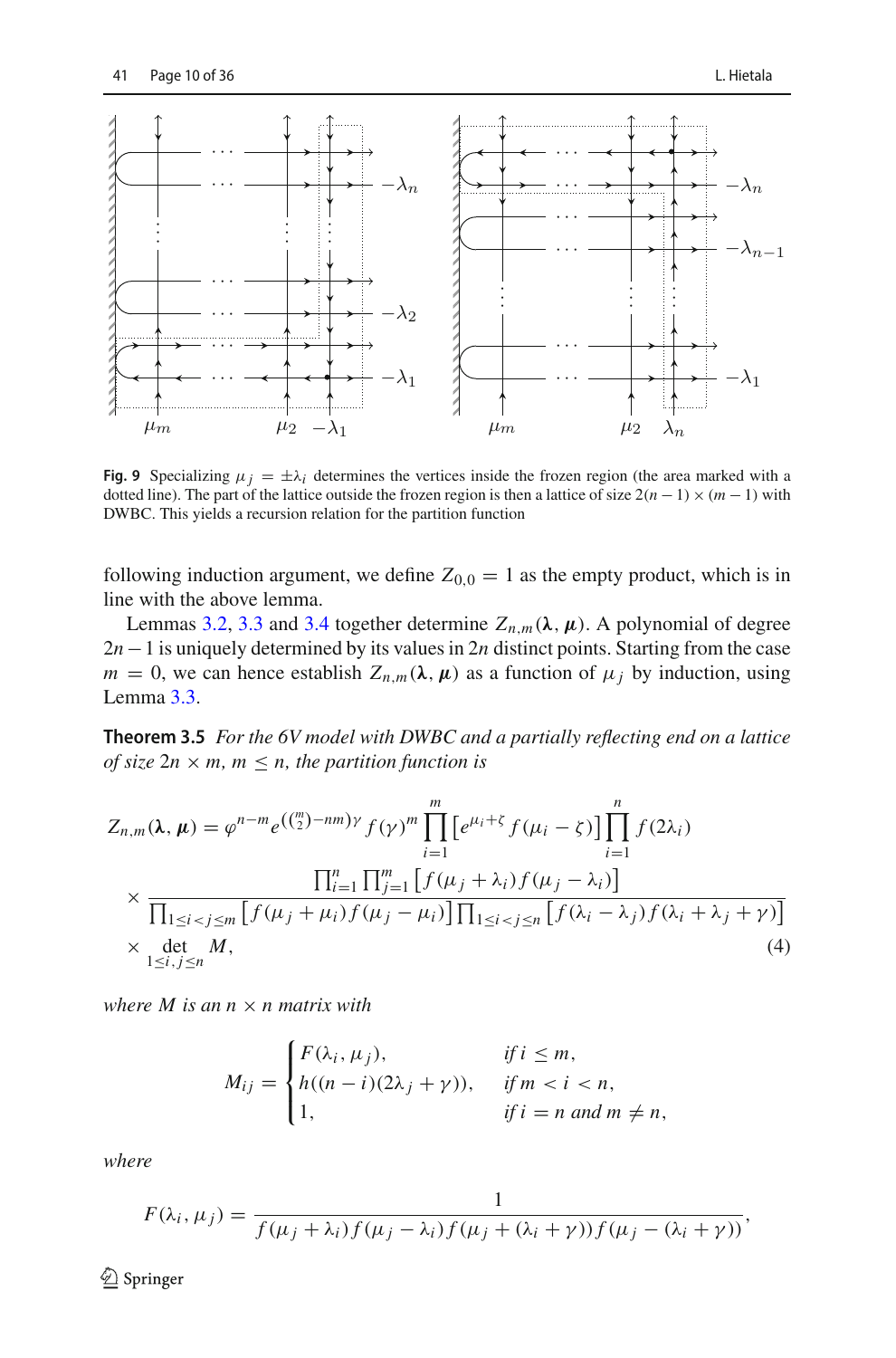**Fig. 9** Specializing $\mu_j = \pm\lambda_i$ determines the vertices inside the frozen region (the area marked with a dotted line). The part of the lattice outside the frozen region is then a lattice of size $2(n-1) \times (m-1)$ with DWBC. This yields a recursion relation for the partition function

following induction argument, we define $Z_{0,0} = 1$ as the empty product, which is in line with the above lemma.

Lemmas 3.2, 3.3 and 3.4 together determine $Z_{n,m}(\boldsymbol{\lambda}, \boldsymbol{\mu})$. A polynomial of degree $2n-1$ is uniquely determined by its values in $2n$ distinct points. Starting from the case $m = 0$, we can hence establish $Z_{n,m}(\boldsymbol{\lambda}, \boldsymbol{\mu})$ as a function of $\mu_j$ by induction, using Lemma 3.3.

**Theorem 3.5** *For the 6V model with DWBC and a partially reflecting end on a lattice of size $2n \times m$, $m \leq n$, the partition function is*

$$
\begin{aligned}
Z_{n,m}(\boldsymbol{\lambda}, \boldsymbol{\mu}) &= \varphi^{n-m} e^{(\binom{m}{2} - nm)\gamma} f(\gamma)^m \prod_{i=1}^{m} \left[ e^{\mu_i + \zeta} f(\mu_i - \zeta) \right] \prod_{i=1}^{n} f(2\lambda_i) \\
&\times \frac{\prod_{i=1}^{n} \prod_{j=1}^{m} \left[ f(\mu_j + \lambda_i) f(\mu_j - \lambda_i) \right]}{\prod_{1 \leq i < j \leq m} \left[ f(\mu_j + \mu_i) f(\mu_j - \mu_i) \right] \prod_{1 \leq i < j \leq n} \left[ f(\lambda_i - \lambda_j) f(\lambda_i + \lambda_j + \gamma) \right]} \\
&\times \det_{1 \leq i,j \leq n} M,
\end{aligned}
\tag{4}
$$

*where $M$ is an $n \times n$ matrix with*

$$
M_{ij} = \begin{cases} F(\lambda_i, \mu_j), & \text{if } i \leq m, \\ h((n-i)(2\lambda_j + \gamma)), & \text{if } m < i < n, \\ 1, & \text{if } i = n \text{ and } m \neq n, \end{cases}
$$

*where*

$$
F(\lambda_i, \mu_j) = \frac{1}{f(\mu_j + \lambda_i) f(\mu_j - \lambda_i) f(\mu_j + (\lambda_i + \gamma)) f(\mu_j - (\lambda_i + \gamma))},
$$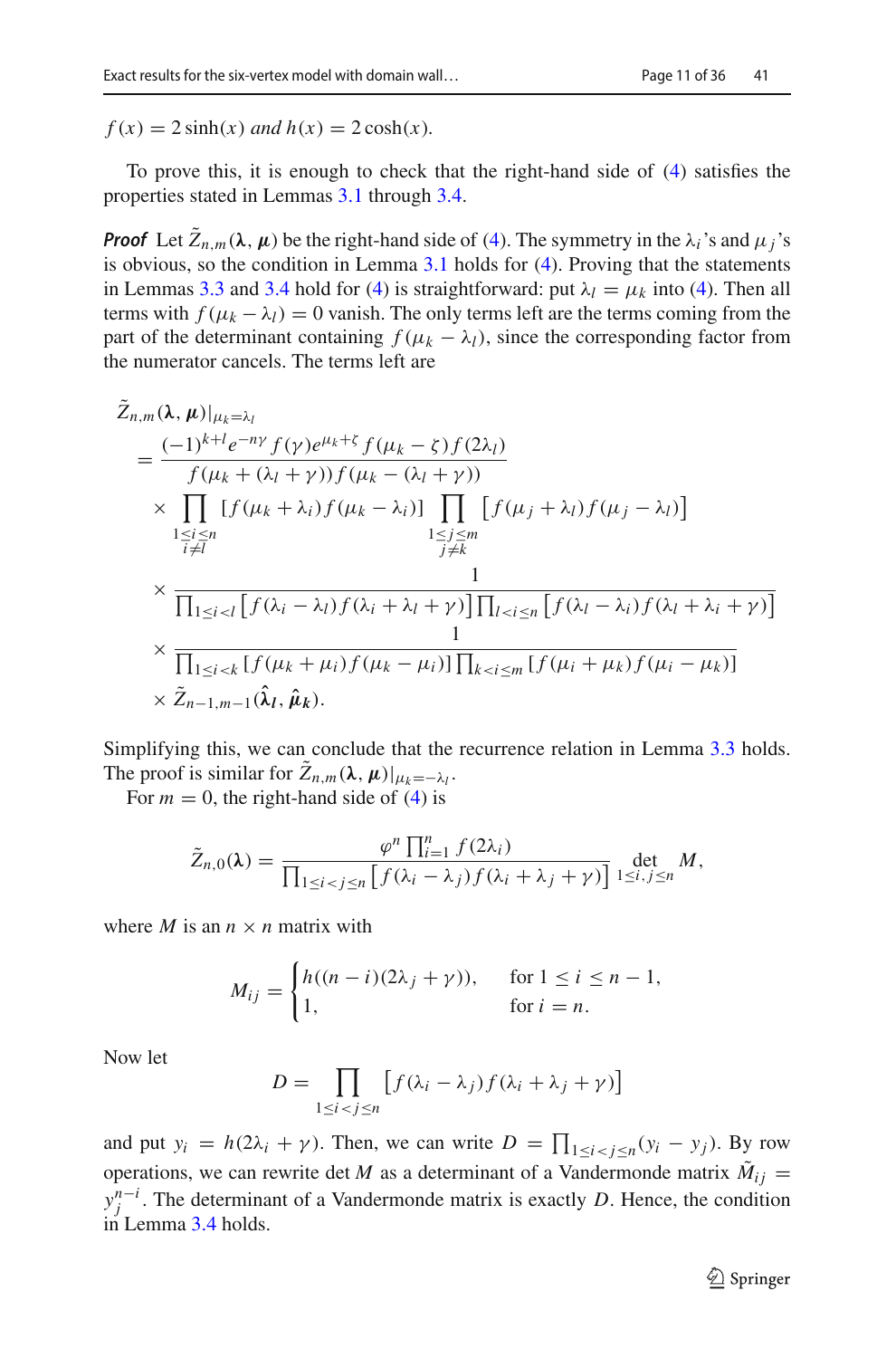$f(x) = 2\sinh(x)$ *and* $h(x) = 2\cosh(x)$.

To prove this, it is enough to check that the right-hand side of (4) satisfies the properties stated in Lemmas 3.1 through 3.4.

***Proof*** Let $\tilde{Z}_{n,m}(\boldsymbol{\lambda}, \boldsymbol{\mu})$ be the right-hand side of (4). The symmetry in the $\lambda_i$'s and $\mu_j$'s is obvious, so the condition in Lemma 3.1 holds for (4). Proving that the statements in Lemmas 3.3 and 3.4 hold for (4) is straightforward: put $\lambda_l = \mu_k$ into (4). Then all terms with $f(\mu_k - \lambda_l) = 0$ vanish. The only terms left are the terms coming from the part of the determinant containing $f(\mu_k - \lambda_l)$, since the corresponding factor from the numerator cancels. The terms left are

$$
\begin{aligned}
&\tilde{Z}_{n,m}(\boldsymbol{\lambda}, \boldsymbol{\mu})|_{\mu_k=\lambda_l} \\
&= \frac{(-1)^{k+l} e^{-n\gamma} f(\gamma) e^{\mu_k+\zeta} f(\mu_k - \zeta) f(2\lambda_l)}{f(\mu_k + (\lambda_l + \gamma)) f(\mu_k - (\lambda_l + \gamma))} \\
&\quad \times \prod_{\substack{1 \le i \le n \\ i \ne l}} [f(\mu_k + \lambda_i) f(\mu_k - \lambda_i)] \prod_{\substack{1 \le j \le m \\ j \ne k}} \left[f(\mu_j + \lambda_l) f(\mu_j - \lambda_l)\right] \\
&\quad \times \frac{1}{\prod_{1 \le i < l} \left[f(\lambda_i - \lambda_l) f(\lambda_i + \lambda_l + \gamma)\right] \prod_{l < i \le n} \left[f(\lambda_l - \lambda_i) f(\lambda_l + \lambda_i + \gamma)\right]} \\
&\quad \times \frac{1}{\prod_{1 \le i < k} [f(\mu_k + \mu_i) f(\mu_k - \mu_i)] \prod_{k < i \le m} [f(\mu_i + \mu_k) f(\mu_i - \mu_k)]} \\
&\quad \times \tilde{Z}_{n-1,m-1}(\hat{\boldsymbol{\lambda}}_{\boldsymbol{l}}, \hat{\boldsymbol{\mu}}_{\boldsymbol{k}}).
\end{aligned}
$$

Simplifying this, we can conclude that the recurrence relation in Lemma 3.3 holds. The proof is similar for $\tilde{Z}_{n,m}(\boldsymbol{\lambda}, \boldsymbol{\mu})|_{\mu_k=-\lambda_l}$.

For $m = 0$, the right-hand side of (4) is

$$
\tilde{Z}_{n,0}(\boldsymbol{\lambda}) = \frac{\varphi^n \prod_{i=1}^n f(2\lambda_i)}{\prod_{1 \le i < j \le n} \left[f(\lambda_i - \lambda_j) f(\lambda_i + \lambda_j + \gamma)\right]} \det_{1 \le i,j \le n} M,
$$

where $M$ is an $n \times n$ matrix with

$$
M_{ij} = \begin{cases} h((n-i)(2\lambda_j + \gamma)), & \text{for } 1 \le i \le n-1, \\ 1, & \text{for } i = n. \end{cases}
$$

Now let

$$
D = \prod_{1 \le i < j \le n} \left[f(\lambda_i - \lambda_j) f(\lambda_i + \lambda_j + \gamma)\right]
$$

and put $y_i = h(2\lambda_i + \gamma)$. Then, we can write $D = \prod_{1 \le i < j \le n} (y_i - y_j)$. By row operations, we can rewrite $\det M$ as a determinant of a Vandermonde matrix $\tilde{M}_{ij} = y_j^{n-i}$. The determinant of a Vandermonde matrix is exactly $D$. Hence, the condition in Lemma 3.4 holds.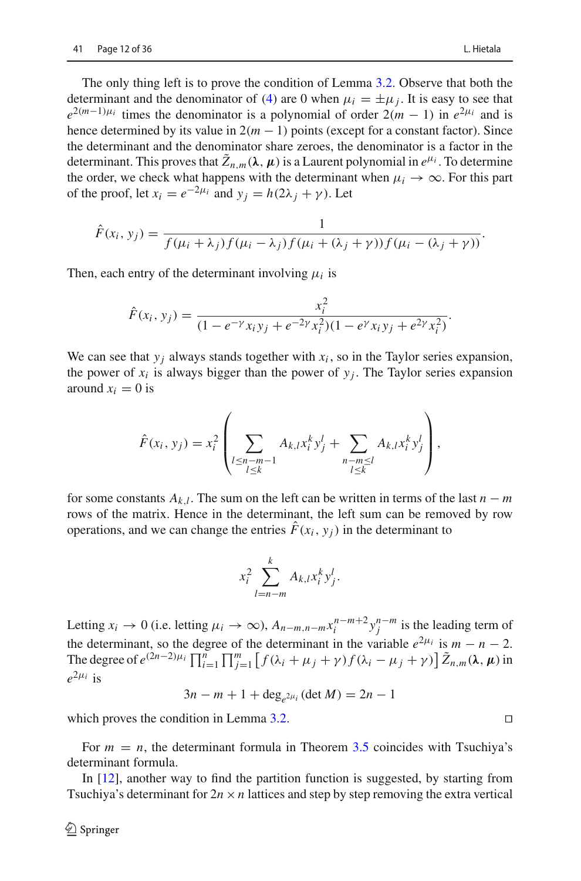The only thing left is to prove the condition of Lemma 3.2. Observe that both the determinant and the denominator of (4) are 0 when $\mu_i = \pm\mu_j$. It is easy to see that $e^{2(m-1)\mu_i}$ times the denominator is a polynomial of order $2(m-1)$ in $e^{2\mu_i}$ and is hence determined by its value in $2(m-1)$ points (except for a constant factor). Since the determinant and the denominator share zeroes, the denominator is a factor in the determinant. This proves that $\tilde{Z}_{n,m}(\boldsymbol{\lambda}, \boldsymbol{\mu})$ is a Laurent polynomial in $e^{\mu_i}$. To determine the order, we check what happens with the determinant when $\mu_i \to \infty$. For this part of the proof, let $x_i = e^{-2\mu_i}$ and $y_j = h(2\lambda_j + \gamma)$. Let

$$\hat{F}(x_i, y_j) = \frac{1}{f(\mu_i + \lambda_j) f(\mu_i - \lambda_j) f(\mu_i + (\lambda_j + \gamma)) f(\mu_i - (\lambda_j + \gamma))}.$$

Then, each entry of the determinant involving $\mu_i$ is

$$\hat{F}(x_i, y_j) = \frac{x_i^2}{(1 - e^{-\gamma} x_i y_j + e^{-2\gamma} x_i^2)(1 - e^{\gamma} x_i y_j + e^{2\gamma} x_i^2)}.$$

We can see that $y_j$ always stands together with $x_i$, so in the Taylor series expansion, the power of $x_i$ is always bigger than the power of $y_j$. The Taylor series expansion around $x_i = 0$ is

$$\hat{F}(x_i, y_j) = x_i^2 \left( \sum_{\substack{l \le n-m-1 \\ l \le k}} A_{k,l} x_i^k y_j^l + \sum_{\substack{n-m \le l \\ l \le k}} A_{k,l} x_i^k y_j^l \right),$$

for some constants $A_{k,l}$. The sum on the left can be written in terms of the last $n-m$ rows of the matrix. Hence in the determinant, the left sum can be removed by row operations, and we can change the entries $\hat{F}(x_i, y_j)$ in the determinant to

$$x_i^2 \sum_{l=n-m}^{k} A_{k,l} x_i^k y_j^l.$$

Letting $x_i \to 0$ (i.e. letting $\mu_i \to \infty$), $A_{n-m,n-m} x_i^{n-m+2} y_j^{n-m}$ is the leading term of the determinant, so the degree of the determinant in the variable $e^{2\mu_i}$ is $m - n - 2$. The degree of $e^{(2n-2)\mu_i} \prod_{i=1}^{n} \prod_{j=1}^{m} \left[ f(\lambda_i + \mu_j + \gamma) f(\lambda_i - \mu_j + \gamma) \right] \tilde{Z}_{n,m}(\boldsymbol{\lambda}, \boldsymbol{\mu})$ in $e^{2\mu_i}$ is

$$3n - m + 1 + \deg_{e^{2\mu_i}}(\det M) = 2n - 1$$

which proves the condition in Lemma 3.2. $\square$

For $m = n$, the determinant formula in Theorem 3.5 coincides with Tsuchiya's determinant formula.

In [12], another way to find the partition function is suggested, by starting from Tsuchiya's determinant for $2n \times n$ lattices and step by step removing the extra vertical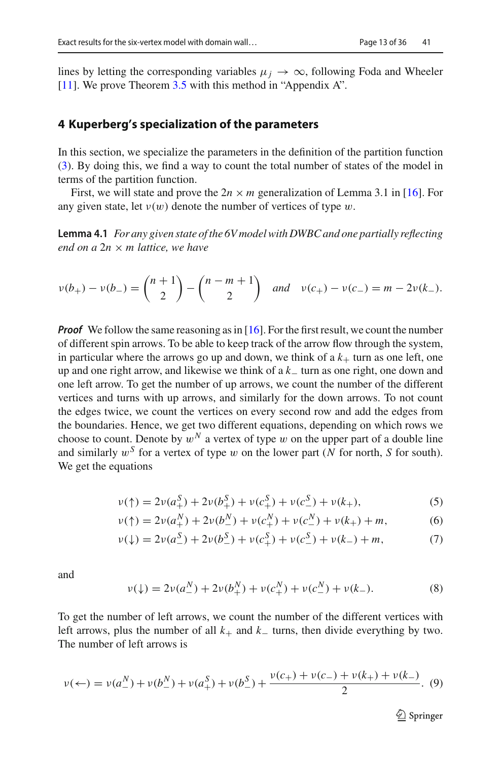lines by letting the corresponding variables $\mu_j \to \infty$, following Foda and Wheeler [11]. We prove Theorem 3.5 with this method in "Appendix A".

## 4 Kuperberg's specialization of the parameters

In this section, we specialize the parameters in the definition of the partition function (3). By doing this, we find a way to count the total number of states of the model in terms of the partition function.

First, we will state and prove the $2n \times m$ generalization of Lemma 3.1 in [16]. For any given state, let $\nu(w)$ denote the number of vertices of type $w$.

**Lemma 4.1** *For any given state of the 6V model with DWBC and one partially reflecting end on a $2n \times m$ lattice, we have*

$$\nu(b_+) - \nu(b_-) = \binom{n+1}{2} - \binom{n-m+1}{2} \quad \textit{and} \quad \nu(c_+) - \nu(c_-) = m - 2\nu(k_-).$$

***Proof*** We follow the same reasoning as in [16]. For the first result, we count the number of different spin arrows. To be able to keep track of the arrow flow through the system, in particular where the arrows go up and down, we think of a $k_+$ turn as one left, one up and one right arrow, and likewise we think of a $k_-$ turn as one right, one down and one left arrow. To get the number of up arrows, we count the number of the different vertices and turns with up arrows, and similarly for the down arrows. To not count the edges twice, we count the vertices on every second row and add the edges from the boundaries. Hence, we get two different equations, depending on which rows we choose to count. Denote by $w^N$ a vertex of type $w$ on the upper part of a double line and similarly $w^S$ for a vertex of type $w$ on the lower part ($N$ for north, $S$ for south). We get the equations

$$\nu(\uparrow) = 2\nu(a_+^S) + 2\nu(b_+^S) + \nu(c_+^S) + \nu(c_-^S) + \nu(k_+), \tag{5}$$

$$\nu(\uparrow) = 2\nu(a_+^N) + 2\nu(b_-^N) + \nu(c_+^N) + \nu(c_-^N) + \nu(k_+) + m, \tag{6}$$

$$\nu(\downarrow) = 2\nu(a_-^S) + 2\nu(b_-^S) + \nu(c_+^S) + \nu(c_-^S) + \nu(k_-) + m, \tag{7}$$

and

$$\nu(\downarrow) = 2\nu(a_-^N) + 2\nu(b_+^N) + \nu(c_+^N) + \nu(c_-^N) + \nu(k_-). \tag{8}$$

To get the number of left arrows, we count the number of the different vertices with left arrows, plus the number of all $k_+$ and $k_-$ turns, then divide everything by two. The number of left arrows is

$$\nu(\leftarrow) = \nu(a_-^N) + \nu(b_-^N) + \nu(a_+^S) + \nu(b_-^S) + \frac{\nu(c_+) + \nu(c_-) + \nu(k_+) + \nu(k_-)}{2}. \tag{9}$$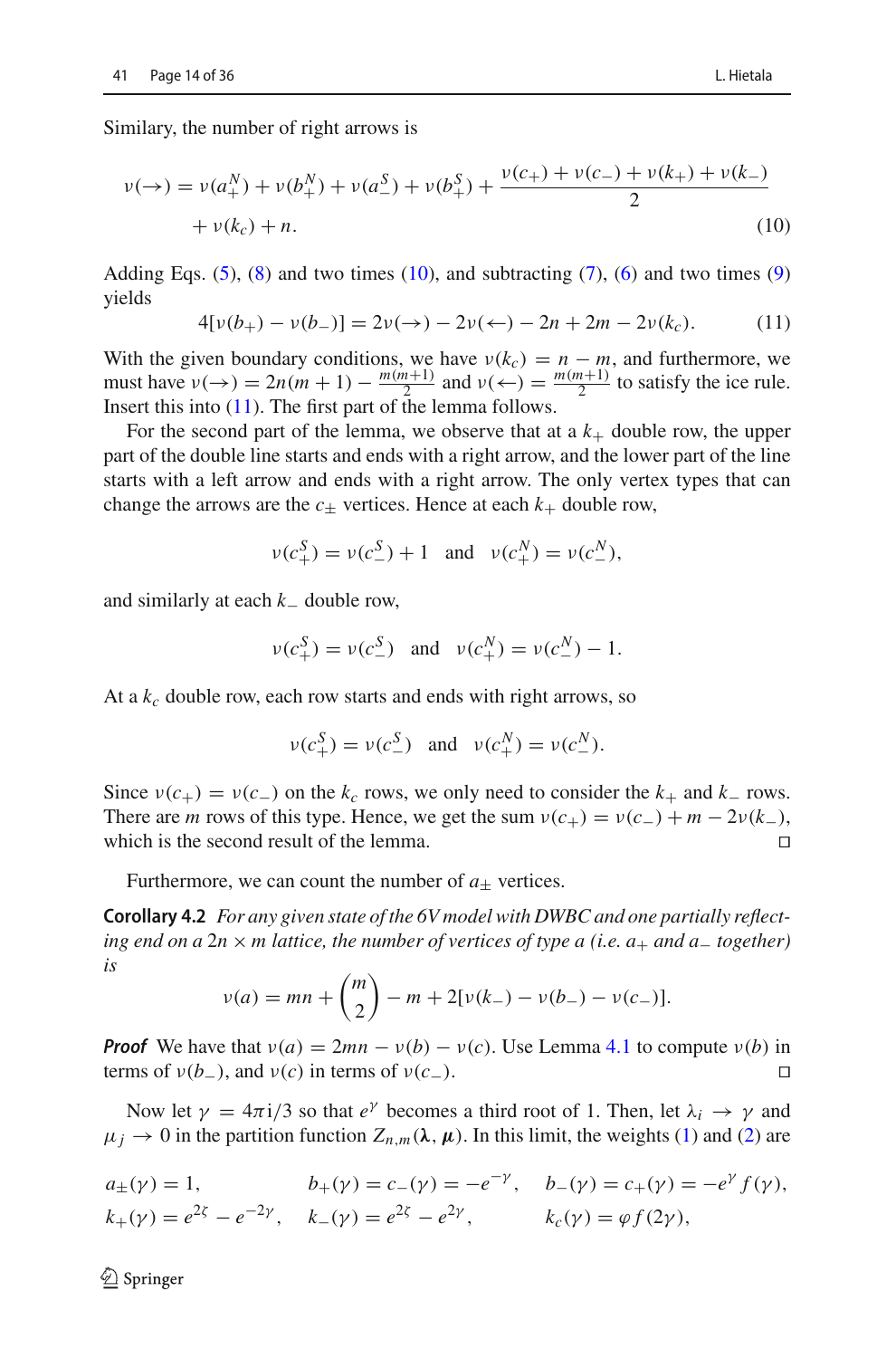Similary, the number of right arrows is

$$\nu(\rightarrow) = \nu(a_+^N) + \nu(b_+^N) + \nu(a_-^S) + \nu(b_+^S) + \frac{\nu(c_+) + \nu(c_-) + \nu(k_+) + \nu(k_-)}{2} + \nu(k_c) + n. \tag{10}$$

Adding Eqs. (5), (8) and two times (10), and subtracting (7), (6) and two times (9) yields

$$4[\nu(b_+) - \nu(b_-)] = 2\nu(\rightarrow) - 2\nu(\leftarrow) - 2n + 2m - 2\nu(k_c). \tag{11}$$

With the given boundary conditions, we have $\nu(k_c) = n - m$, and furthermore, we must have $\nu(\rightarrow) = 2n(m+1) - \frac{m(m+1)}{2}$ and $\nu(\leftarrow) = \frac{m(m+1)}{2}$ to satisfy the ice rule. Insert this into (11). The first part of the lemma follows.

For the second part of the lemma, we observe that at a $k_+$ double row, the upper part of the double line starts and ends with a right arrow, and the lower part of the line starts with a left arrow and ends with a right arrow. The only vertex types that can change the arrows are the $c_\pm$ vertices. Hence at each $k_+$ double row,

$$\nu(c_+^S) = \nu(c_-^S) + 1 \quad \text{and} \quad \nu(c_+^N) = \nu(c_-^N),$$

and similarly at each $k_-$ double row,

$$\nu(c_+^S) = \nu(c_-^S) \quad \text{and} \quad \nu(c_+^N) = \nu(c_-^N) - 1.$$

At a $k_c$ double row, each row starts and ends with right arrows, so

$$\nu(c_+^S) = \nu(c_-^S) \quad \text{and} \quad \nu(c_+^N) = \nu(c_-^N).$$

Since $\nu(c_+) = \nu(c_-)$ on the $k_c$ rows, we only need to consider the $k_+$ and $k_-$ rows. There are $m$ rows of this type. Hence, we get the sum $\nu(c_+) = \nu(c_-) + m - 2\nu(k_-)$, which is the second result of the lemma. □

Furthermore, we can count the number of $a_\pm$ vertices.

**Corollary 4.2** *For any given state of the 6V model with DWBC and one partially reflecting end on a $2n \times m$ lattice, the number of vertices of type $a$ (i.e. $a_+$ and $a_-$ together) is*

$$\nu(a) = mn + \binom{m}{2} - m + 2[\nu(k_-) - \nu(b_-) - \nu(c_-)].$$

***Proof*** We have that $\nu(a) = 2mn - \nu(b) - \nu(c)$. Use Lemma 4.1 to compute $\nu(b)$ in terms of $\nu(b_-)$, and $\nu(c)$ in terms of $\nu(c_-)$. □

Now let $\gamma = 4\pi\mathrm{i}/3$ so that $e^\gamma$ becomes a third root of 1. Then, let $\lambda_i \to \gamma$ and $\mu_j \to 0$ in the partition function $Z_{n,m}(\boldsymbol{\lambda}, \boldsymbol{\mu})$. In this limit, the weights (1) and (2) are

$$\begin{aligned}
&a_\pm(\gamma) = 1, && b_+(\gamma) = c_-(\gamma) = -e^{-\gamma}, && b_-(\gamma) = c_+(\gamma) = -e^{\gamma} f(\gamma), \\
&k_+(\gamma) = e^{2\zeta} - e^{-2\gamma}, && k_-(\gamma) = e^{2\zeta} - e^{2\gamma}, && k_c(\gamma) = \varphi f(2\gamma),
\end{aligned}$$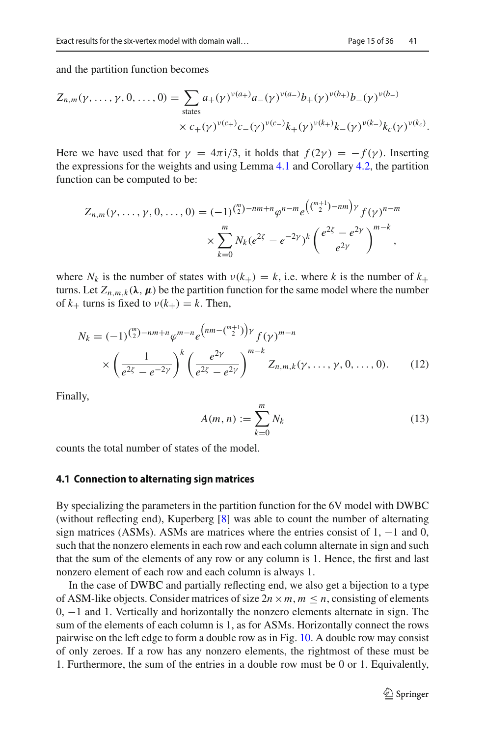and the partition function becomes

$$Z_{n,m}(\gamma,\dots,\gamma,0,\dots,0) = \sum_{\text{states}} a_+(\gamma)^{\nu(a_+)} a_-(\gamma)^{\nu(a_-)} b_+(\gamma)^{\nu(b_+)} b_-(\gamma)^{\nu(b_-)} \times c_+(\gamma)^{\nu(c_+)} c_-(\gamma)^{\nu(c_-)} k_+(\gamma)^{\nu(k_+)} k_-(\gamma)^{\nu(k_-)} k_c(\gamma)^{\nu(k_c)}.$$

Here we have used that for $\gamma = 4\pi \mathrm{i}/3$, it holds that $f(2\gamma) = -f(\gamma)$. Inserting the expressions for the weights and using Lemma 4.1 and Corollary 4.2, the partition function can be computed to be:

$$Z_{n,m}(\gamma,\dots,\gamma,0,\dots,0) = (-1)^{\binom{m}{2}-nm+n} \varphi^{n-m} e^{\left(\binom{m+1}{2}-nm\right)\gamma} f(\gamma)^{n-m} \times \sum_{k=0}^{m} N_k \left(e^{2\zeta} - e^{-2\gamma}\right)^k \left(\frac{e^{2\zeta}-e^{2\gamma}}{e^{2\gamma}}\right)^{m-k},$$

where $N_k$ is the number of states with $\nu(k_+) = k$, i.e. where $k$ is the number of $k_+$ turns. Let $Z_{n,m,k}(\boldsymbol{\lambda},\boldsymbol{\mu})$ be the partition function for the same model where the number of $k_+$ turns is fixed to $\nu(k_+) = k$. Then,

$$N_k = (-1)^{\binom{m}{2}-nm+n} \varphi^{m-n} e^{\left(nm-\binom{m+1}{2}\right)\gamma} f(\gamma)^{m-n} \times \left(\frac{1}{e^{2\zeta}-e^{-2\gamma}}\right)^k \left(\frac{e^{2\gamma}}{e^{2\zeta}-e^{2\gamma}}\right)^{m-k} Z_{n,m,k}(\gamma,\dots,\gamma,0,\dots,0). \tag{12}$$

Finally,

$$A(m,n) := \sum_{k=0}^{m} N_k \tag{13}$$

counts the total number of states of the model.

### 4.1 Connection to alternating sign matrices

By specializing the parameters in the partition function for the 6V model with DWBC (without reflecting end), Kuperberg [8] was able to count the number of alternating sign matrices (ASMs). ASMs are matrices where the entries consist of 1, −1 and 0, such that the nonzero elements in each row and each column alternate in sign and such that the sum of the elements of any row or any column is 1. Hence, the first and last nonzero element of each row and each column is always 1.

In the case of DWBC and partially reflecting end, we also get a bijection to a type of ASM-like objects. Consider matrices of size $2n \times m$, $m \le n$, consisting of elements 0, −1 and 1. Vertically and horizontally the nonzero elements alternate in sign. The sum of the elements of each column is 1, as for ASMs. Horizontally connect the rows pairwise on the left edge to form a double row as in Fig. 10. A double row may consist of only zeroes. If a row has any nonzero elements, the rightmost of these must be 1. Furthermore, the sum of the entries in a double row must be 0 or 1. Equivalently,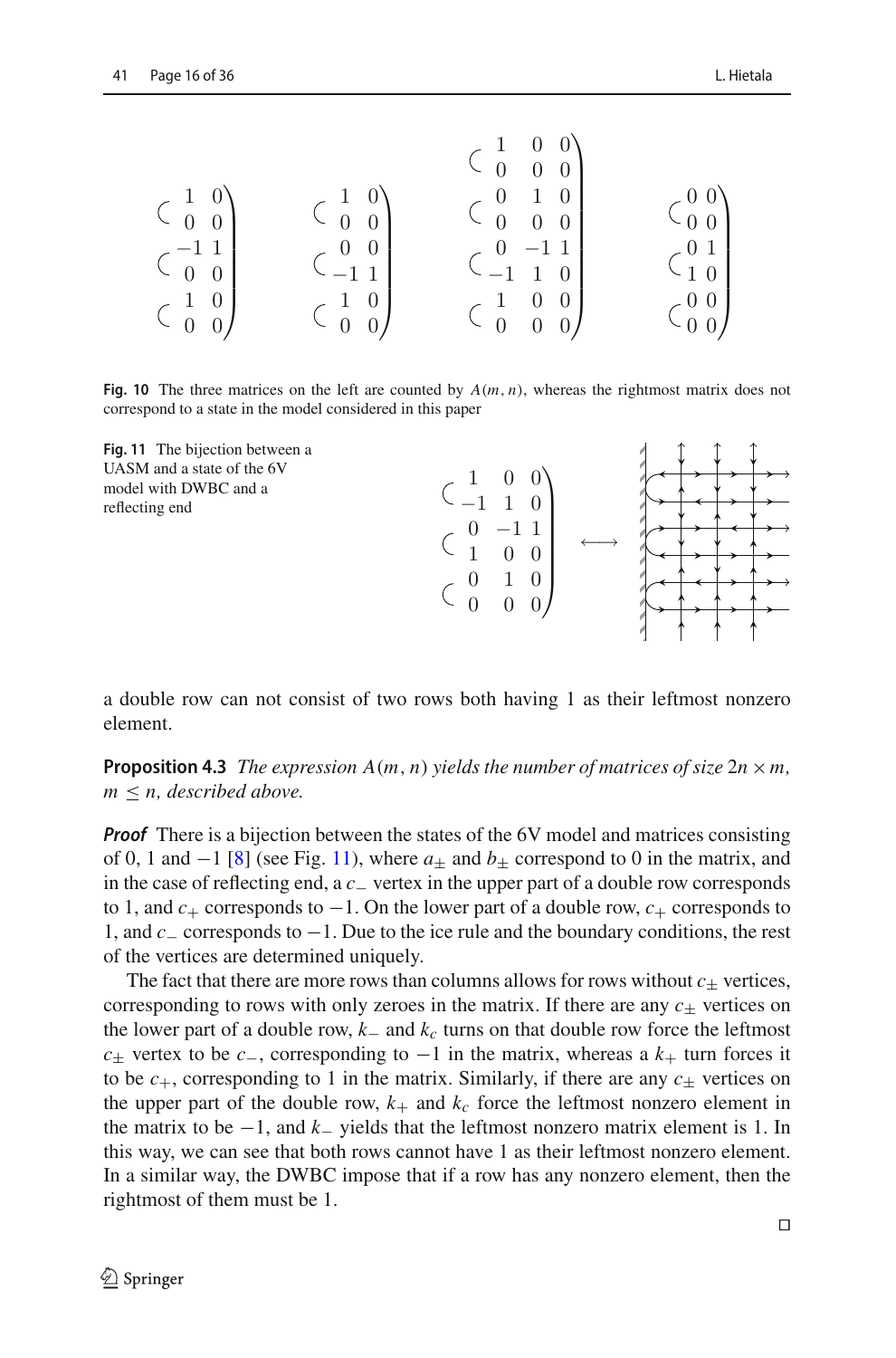**Fig. 10** The three matrices on the left are counted by $A(m, n)$, whereas the rightmost matrix does not correspond to a state in the model considered in this paper

**Fig. 11** The bijection between a UASM and a state of the 6V model with DWBC and a reflecting end

a double row can not consist of two rows both having 1 as their leftmost nonzero element.

**Proposition 4.3** *The expression $A(m, n)$ yields the number of matrices of size $2n \times m$, $m \leq n$, described above.*

***Proof*** There is a bijection between the states of the 6V model and matrices consisting of 0, 1 and $-1$ [8] (see Fig. 11), where $a_{\pm}$ and $b_{\pm}$ correspond to 0 in the matrix, and in the case of reflecting end, a $c_-$ vertex in the upper part of a double row corresponds to 1, and $c_+$ corresponds to $-1$. On the lower part of a double row, $c_+$ corresponds to 1, and $c_-$ corresponds to $-1$. Due to the ice rule and the boundary conditions, the rest of the vertices are determined uniquely.

The fact that there are more rows than columns allows for rows without $c_{\pm}$ vertices, corresponding to rows with only zeroes in the matrix. If there are any $c_{\pm}$ vertices on the lower part of a double row, $k_-$ and $k_c$ turns on that double row force the leftmost $c_{\pm}$ vertex to be $c_-$, corresponding to $-1$ in the matrix, whereas a $k_+$ turn forces it to be $c_+$, corresponding to 1 in the matrix. Similarly, if there are any $c_{\pm}$ vertices on the upper part of the double row, $k_+$ and $k_c$ force the leftmost nonzero element in the matrix to be $-1$, and $k_-$ yields that the leftmost nonzero matrix element is 1. In this way, we can see that both rows cannot have 1 as their leftmost nonzero element. In a similar way, the DWBC impose that if a row has any nonzero element, then the rightmost of them must be 1.

□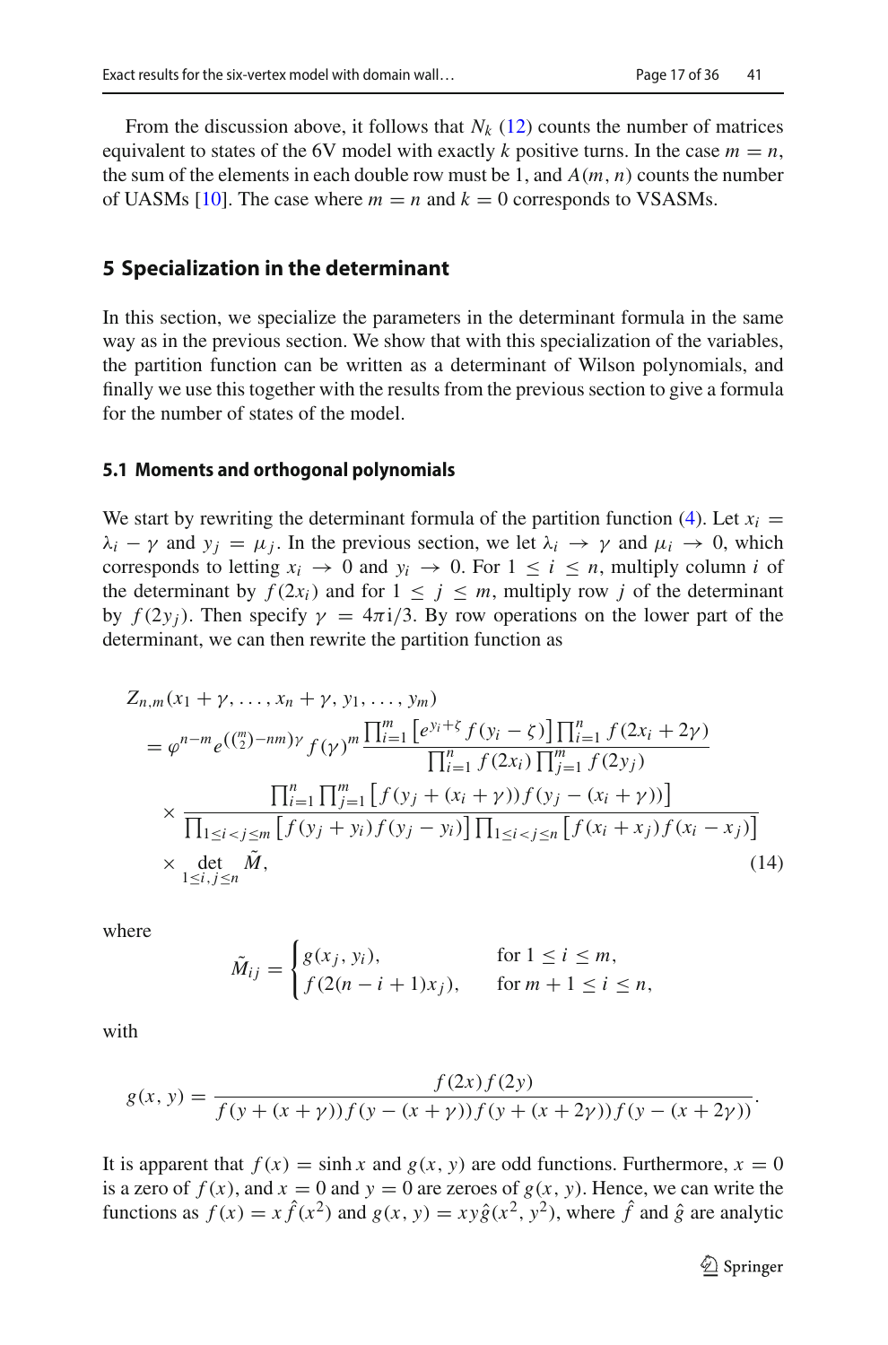From the discussion above, it follows that $N_k$ (12) counts the number of matrices equivalent to states of the 6V model with exactly $k$ positive turns. In the case $m = n$, the sum of the elements in each double row must be 1, and $A(m, n)$ counts the number of UASMs [10]. The case where $m = n$ and $k = 0$ corresponds to VSASMs.

## 5 Specialization in the determinant

In this section, we specialize the parameters in the determinant formula in the same way as in the previous section. We show that with this specialization of the variables, the partition function can be written as a determinant of Wilson polynomials, and finally we use this together with the results from the previous section to give a formula for the number of states of the model.

### 5.1 Moments and orthogonal polynomials

We start by rewriting the determinant formula of the partition function (4). Let $x_i = \lambda_i - \gamma$ and $y_j = \mu_j$. In the previous section, we let $\lambda_i \to \gamma$ and $\mu_i \to 0$, which corresponds to letting $x_i \to 0$ and $y_i \to 0$. For $1 \le i \le n$, multiply column $i$ of the determinant by $f(2x_i)$ and for $1 \le j \le m$, multiply row $j$ of the determinant by $f(2y_j)$. Then specify $\gamma = 4\pi\mathrm{i}/3$. By row operations on the lower part of the determinant, we can then rewrite the partition function as

$$
\begin{aligned}
&Z_{n,m}(x_1+\gamma,\dots,x_n+\gamma,y_1,\dots,y_m)\\
&= \varphi^{n-m} e^{(\binom{m}{2}-nm)\gamma} f(\gamma)^m \frac{\prod_{i=1}^m \left[e^{y_i+\zeta} f(y_i-\zeta)\right] \prod_{i=1}^n f(2x_i+2\gamma)}{\prod_{i=1}^n f(2x_i)\prod_{j=1}^m f(2y_j)}\\
&\quad\times \frac{\prod_{i=1}^n\prod_{j=1}^m \left[f(y_j+(x_i+\gamma))f(y_j-(x_i+\gamma))\right]}{\prod_{1\le i<j\le m}\left[f(y_j+y_i)f(y_j-y_i)\right]\prod_{1\le i<j\le n}\left[f(x_i+x_j)f(x_i-x_j)\right]}\\
&\quad\times \det_{1\le i,j\le n} \tilde{M},
\end{aligned}
\tag{14}
$$

where

$$
\tilde{M}_{ij} = \begin{cases} g(x_j, y_i), & \text{for } 1 \le i \le m,\\ f(2(n-i+1)x_j), & \text{for } m+1 \le i \le n, \end{cases}
$$

with

$$
g(x,y) = \frac{f(2x)f(2y)}{f(y+(x+\gamma))f(y-(x+\gamma))f(y+(x+2\gamma))f(y-(x+2\gamma))}.
$$

It is apparent that $f(x) = \sinh x$ and $g(x, y)$ are odd functions. Furthermore, $x = 0$ is a zero of $f(x)$, and $x = 0$ and $y = 0$ are zeroes of $g(x, y)$. Hence, we can write the functions as $f(x) = x\hat{f}(x^2)$ and $g(x, y) = xy\hat{g}(x^2, y^2)$, where $\hat{f}$ and $\hat{g}$ are analytic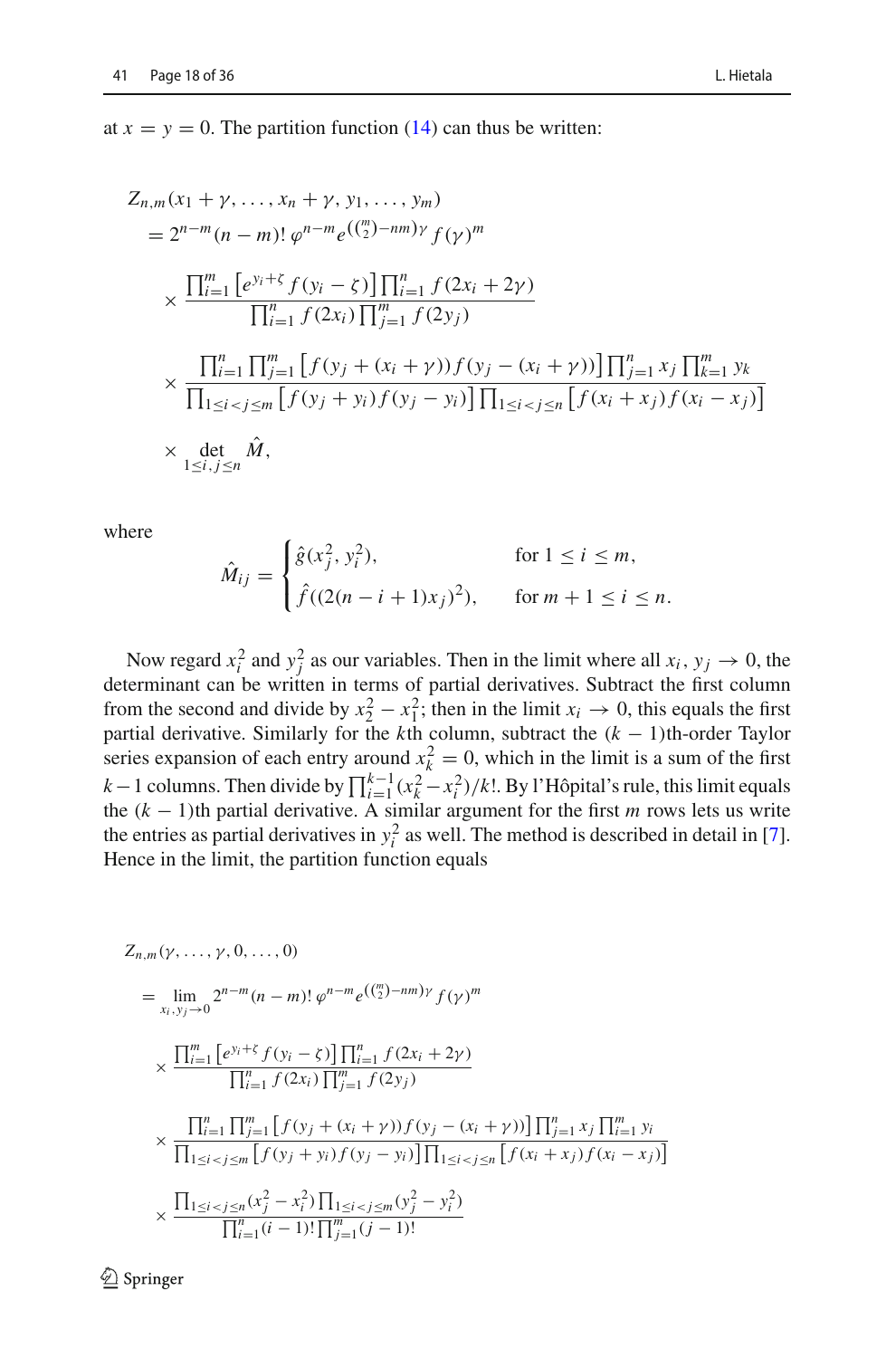at $x = y = 0$. The partition function (14) can thus be written:

$$
\begin{aligned}
&Z_{n,m}(x_1+\gamma,\ldots,x_n+\gamma,y_1,\ldots,y_m)\\
&\quad= 2^{n-m}(n-m)!\,\varphi^{n-m}e^{(\binom{m}{2}-nm)\gamma}\,f(\gamma)^m\\
&\quad\times \frac{\prod_{i=1}^m\left[e^{y_i+\zeta}f(y_i-\zeta)\right]\prod_{i=1}^n f(2x_i+2\gamma)}{\prod_{i=1}^n f(2x_i)\prod_{j=1}^m f(2y_j)}\\
&\quad\times \frac{\prod_{i=1}^n\prod_{j=1}^m\left[f(y_j+(x_i+\gamma))f(y_j-(x_i+\gamma))\right]\prod_{j=1}^n x_j\prod_{k=1}^m y_k}{\prod_{1\le i<j\le m}\left[f(y_j+y_i)f(y_j-y_i)\right]\prod_{1\le i<j\le n}\left[f(x_i+x_j)f(x_i-x_j)\right]}\\
&\quad\times \det_{1\le i,j\le n}\hat{M},
\end{aligned}
$$

where

$$
\hat{M}_{ij} = \begin{cases} \hat{g}(x_j^2, y_i^2), & \text{for } 1\le i\le m,\\ \hat{f}((2(n-i+1)x_j)^2), & \text{for } m+1\le i\le n. \end{cases}
$$

Now regard $x_i^2$ and $y_j^2$ as our variables. Then in the limit where all $x_i, y_j \to 0$, the determinant can be written in terms of partial derivatives. Subtract the first column from the second and divide by $x_2^2 - x_1^2$; then in the limit $x_i \to 0$, this equals the first partial derivative. Similarly for the $k$th column, subtract the $(k-1)$th-order Taylor series expansion of each entry around $x_k^2 = 0$, which in the limit is a sum of the first $k-1$ columns. Then divide by $\prod_{i=1}^{k-1}(x_k^2 - x_i^2)/k!$. By l'Hôpital's rule, this limit equals the $(k-1)$th partial derivative. A similar argument for the first $m$ rows lets us write the entries as partial derivatives in $y_i^2$ as well. The method is described in detail in [7]. Hence in the limit, the partition function equals

$$
\begin{aligned}
&Z_{n,m}(\gamma,\ldots,\gamma,0,\ldots,0)\\
&\quad= \lim_{x_i,y_j\to 0} 2^{n-m}(n-m)!\,\varphi^{n-m}e^{(\binom{m}{2}-nm)\gamma}\,f(\gamma)^m\\
&\quad\times \frac{\prod_{i=1}^m\left[e^{y_i+\zeta}f(y_i-\zeta)\right]\prod_{i=1}^n f(2x_i+2\gamma)}{\prod_{i=1}^n f(2x_i)\prod_{j=1}^m f(2y_j)}\\
&\quad\times \frac{\prod_{i=1}^n\prod_{j=1}^m\left[f(y_j+(x_i+\gamma))f(y_j-(x_i+\gamma))\right]\prod_{j=1}^n x_j\prod_{i=1}^m y_i}{\prod_{1\le i<j\le m}\left[f(y_j+y_i)f(y_j-y_i)\right]\prod_{1\le i<j\le n}\left[f(x_i+x_j)f(x_i-x_j)\right]}\\
&\quad\times \frac{\prod_{1\le i<j\le n}(x_j^2-x_i^2)\prod_{1\le i<j\le m}(y_j^2-y_i^2)}{\prod_{i=1}^n(i-1)!\prod_{j=1}^m(j-1)!}
\end{aligned}
$$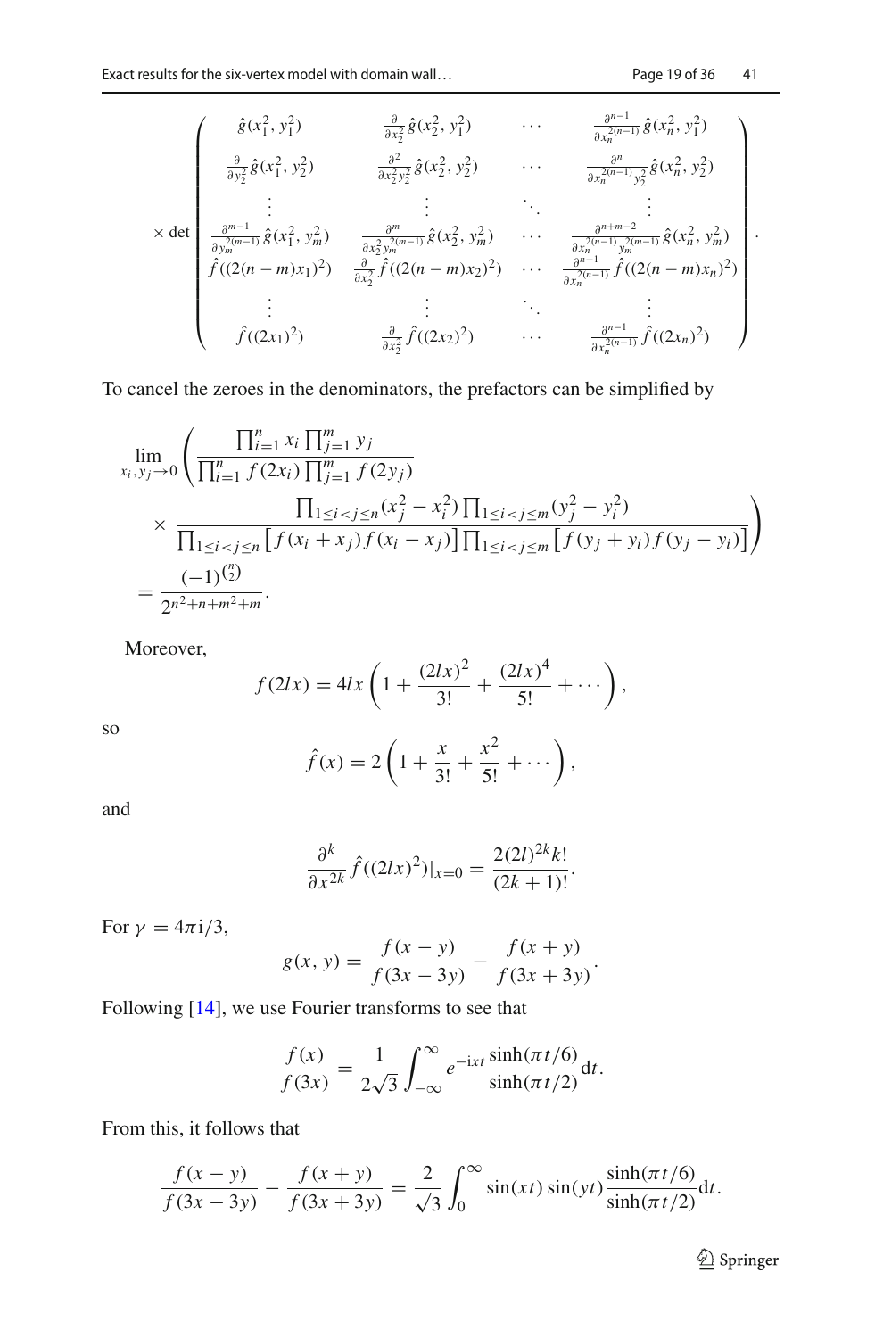$$
\times \det \begin{pmatrix}
\hat{g}(x_1^2, y_1^2) & \frac{\partial}{\partial x_2^2}\hat{g}(x_2^2, y_1^2) & \cdots & \frac{\partial^{n-1}}{\partial x_n^{2(n-1)}}\hat{g}(x_n^2, y_1^2) \\
\frac{\partial}{\partial y_2^2}\hat{g}(x_1^2, y_2^2) & \frac{\partial^2}{\partial x_2^2 y_2^2}\hat{g}(x_2^2, y_2^2) & \cdots & \frac{\partial^n}{\partial x_n^{2(n-1)} y_2^2}\hat{g}(x_n^2, y_2^2) \\
\vdots & \vdots & \ddots & \vdots \\
\frac{\partial^{m-1}}{\partial y_m^{2(m-1)}}\hat{g}(x_1^2, y_m^2) & \frac{\partial^m}{\partial x_2^2 y_m^{2(m-1)}}\hat{g}(x_2^2, y_m^2) & \cdots & \frac{\partial^{n+m-2}}{\partial x_n^{2(n-1)} y_m^{2(m-1)}}\hat{g}(x_n^2, y_m^2) \\
\hat{f}((2(n-m)x_1)^2) & \frac{\partial}{\partial x_2^2}\hat{f}((2(n-m)x_2)^2) & \cdots & \frac{\partial^{n-1}}{\partial x_n^{2(n-1)}}\hat{f}((2(n-m)x_n)^2) \\
\vdots & \vdots & \ddots & \vdots \\
\hat{f}((2x_1)^2) & \frac{\partial}{\partial x_2^2}\hat{f}((2x_2)^2) & \cdots & \frac{\partial^{n-1}}{\partial x_n^{2(n-1)}}\hat{f}((2x_n)^2)
\end{pmatrix}.
$$

To cancel the zeroes in the denominators, the prefactors can be simplified by

$$
\begin{aligned}
&\lim_{x_i, y_j \to 0} \left( \frac{\prod_{i=1}^n x_i \prod_{j=1}^m y_j}{\prod_{i=1}^n f(2x_i) \prod_{j=1}^m f(2y_j)} \right. \\
&\quad \left. \times \frac{\prod_{1 \le i < j \le n}(x_j^2 - x_i^2) \prod_{1 \le i < j \le m}(y_j^2 - y_i^2)}{\prod_{1 \le i < j \le n}\left[f(x_i + x_j) f(x_i - x_j)\right] \prod_{1 \le i < j \le m}\left[f(y_j + y_i) f(y_j - y_i)\right]} \right) \\
&= \frac{(-1)^{\binom{n}{2}}}{2^{n^2+n+m^2+m}}.
\end{aligned}
$$

Moreover,

$$
f(2lx) = 4lx\left(1 + \frac{(2lx)^2}{3!} + \frac{(2lx)^4}{5!} + \cdots\right),
$$

so

$$
\hat{f}(x) = 2\left(1 + \frac{x}{3!} + \frac{x^2}{5!} + \cdots\right),
$$

and

$$
\frac{\partial^k}{\partial x^{2k}} \hat{f}((2lx)^2)|_{x=0} = \frac{2(2l)^{2k} k!}{(2k+1)!}.
$$

For $\gamma = 4\pi \mathrm{i}/3$,

$$
g(x, y) = \frac{f(x-y)}{f(3x-3y)} - \frac{f(x+y)}{f(3x+3y)}.
$$

Following [14], we use Fourier transforms to see that

$$
\frac{f(x)}{f(3x)} = \frac{1}{2\sqrt{3}} \int_{-\infty}^{\infty} e^{-\mathrm{i}xt} \frac{\sinh(\pi t/6)}{\sinh(\pi t/2)} \mathrm{d}t.
$$

From this, it follows that

$$
\frac{f(x-y)}{f(3x-3y)} - \frac{f(x+y)}{f(3x+3y)} = \frac{2}{\sqrt{3}} \int_0^{\infty} \sin(xt)\sin(yt) \frac{\sinh(\pi t/6)}{\sinh(\pi t/2)} \mathrm{d}t.
$$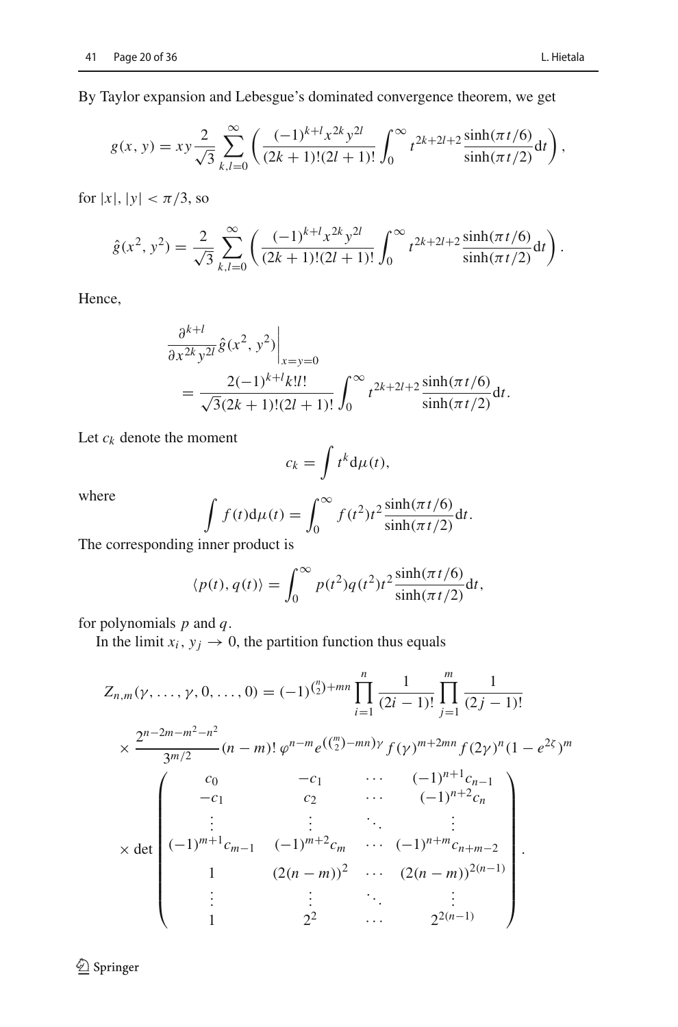By Taylor expansion and Lebesgue's dominated convergence theorem, we get

$$g(x,y) = xy\frac{2}{\sqrt{3}}\sum_{k,l=0}^{\infty}\left(\frac{(-1)^{k+l}x^{2k}y^{2l}}{(2k+1)!(2l+1)!}\int_0^\infty t^{2k+2l+2}\frac{\sinh(\pi t/6)}{\sinh(\pi t/2)}\mathrm{d}t\right),$$

for $|x|, |y| < \pi/3$, so

$$\hat{g}(x^2,y^2) = \frac{2}{\sqrt{3}}\sum_{k,l=0}^{\infty}\left(\frac{(-1)^{k+l}x^{2k}y^{2l}}{(2k+1)!(2l+1)!}\int_0^\infty t^{2k+2l+2}\frac{\sinh(\pi t/6)}{\sinh(\pi t/2)}\mathrm{d}t\right).$$

Hence,

$$\begin{aligned}&\left.\frac{\partial^{k+l}}{\partial x^{2k}y^{2l}}\hat{g}(x^2,y^2)\right|_{x=y=0}\\ &\quad = \frac{2(-1)^{k+l}k!l!}{\sqrt{3}(2k+1)!(2l+1)!}\int_0^\infty t^{2k+2l+2}\frac{\sinh(\pi t/6)}{\sinh(\pi t/2)}\mathrm{d}t.\end{aligned}$$

Let $c_k$ denote the moment

$$c_k = \int t^k \mathrm{d}\mu(t),$$

where

$$\int f(t)\mathrm{d}\mu(t) = \int_0^\infty f(t^2)t^2\frac{\sinh(\pi t/6)}{\sinh(\pi t/2)}\mathrm{d}t.$$

The corresponding inner product is

$$\langle p(t), q(t)\rangle = \int_0^\infty p(t^2)q(t^2)t^2\frac{\sinh(\pi t/6)}{\sinh(\pi t/2)}\mathrm{d}t,$$

for polynomials $p$ and $q$.

In the limit $x_i, y_j \to 0$, the partition function thus equals

$$\begin{aligned}Z_{n,m}(\gamma,\dots,\gamma,0,\dots,0) &= (-1)^{\binom{n}{2}+mn}\prod_{i=1}^{n}\frac{1}{(2i-1)!}\prod_{j=1}^{m}\frac{1}{(2j-1)!}\\ &\times\frac{2^{n-2m-m^2-n^2}}{3^{m/2}}(n-m)!\,\varphi^{n-m}e^{(\binom{m}{2}-mn)\gamma}f(\gamma)^{m+2mn}f(2\gamma)^n(1-e^{2\zeta})^m\\ &\times\det\begin{pmatrix} c_0 & -c_1 & \cdots & (-1)^{n+1}c_{n-1}\\ -c_1 & c_2 & \cdots & (-1)^{n+2}c_n\\ \vdots & \vdots & \ddots & \vdots\\ (-1)^{m+1}c_{m-1} & (-1)^{m+2}c_m & \cdots & (-1)^{n+m}c_{n+m-2}\\ 1 & (2(n-m))^2 & \cdots & (2(n-m))^{2(n-1)}\\ \vdots & \vdots & \ddots & \vdots\\ 1 & 2^2 & \cdots & 2^{2(n-1)}\end{pmatrix}.\end{aligned}$$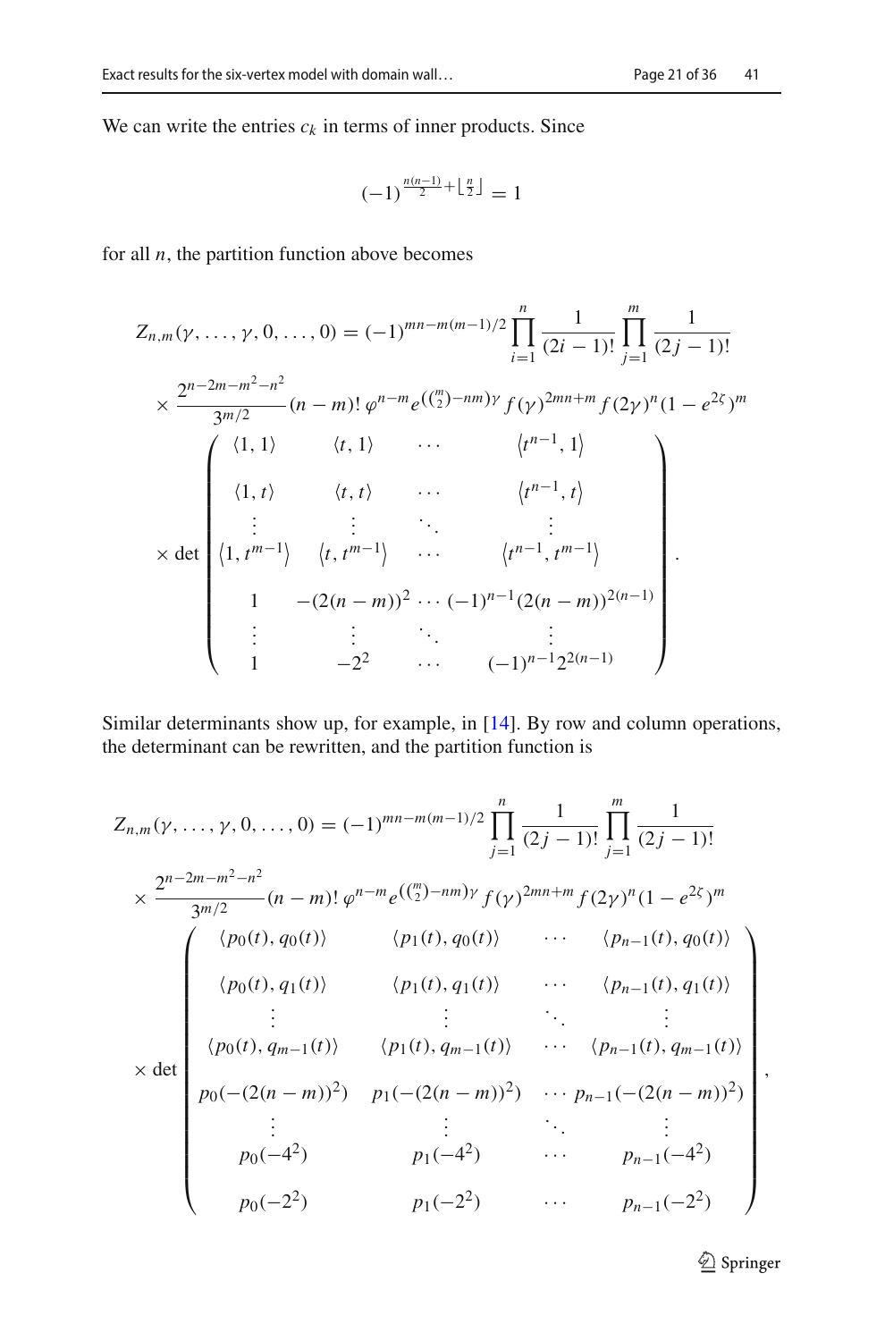We can write the entries $c_k$ in terms of inner products. Since

$$(-1)^{\frac{n(n-1)}{2}+\lfloor \frac{n}{2} \rfloor} = 1$$

for all $n$, the partition function above becomes

$$Z_{n,m}(\gamma,\ldots,\gamma,0,\ldots,0) = (-1)^{mn-m(m-1)/2} \prod_{i=1}^{n} \frac{1}{(2i-1)!} \prod_{j=1}^{m} \frac{1}{(2j-1)!}$$
$$\times \frac{2^{n-2m-m^2-n^2}}{3^{m/2}} (n-m)!\, \varphi^{n-m} e^{(\binom{m}{2}-nm)\gamma} f(\gamma)^{2mn+m} f(2\gamma)^n (1-e^{2\zeta})^m$$
$$\times \det \begin{pmatrix} \langle 1,1\rangle & \langle t,1\rangle & \cdots & \langle t^{n-1},1\rangle \\ \langle 1,t\rangle & \langle t,t\rangle & \cdots & \langle t^{n-1},t\rangle \\ \vdots & \vdots & \ddots & \vdots \\ \langle 1,t^{m-1}\rangle & \langle t,t^{m-1}\rangle & \cdots & \langle t^{n-1},t^{m-1}\rangle \\ 1 & -(2(n-m))^2 & \cdots & (-1)^{n-1}(2(n-m))^{2(n-1)} \\ \vdots & \vdots & \ddots & \vdots \\ 1 & -2^2 & \cdots & (-1)^{n-1}2^{2(n-1)} \end{pmatrix}.$$

Similar determinants show up, for example, in [14]. By row and column operations, the determinant can be rewritten, and the partition function is

$$Z_{n,m}(\gamma,\ldots,\gamma,0,\ldots,0) = (-1)^{mn-m(m-1)/2} \prod_{j=1}^{n} \frac{1}{(2j-1)!} \prod_{j=1}^{m} \frac{1}{(2j-1)!}$$
$$\times \frac{2^{n-2m-m^2-n^2}}{3^{m/2}} (n-m)!\, \varphi^{n-m} e^{(\binom{m}{2}-nm)\gamma} f(\gamma)^{2mn+m} f(2\gamma)^n (1-e^{2\zeta})^m$$
$$\times \det \begin{pmatrix} \langle p_0(t),q_0(t)\rangle & \langle p_1(t),q_0(t)\rangle & \cdots & \langle p_{n-1}(t),q_0(t)\rangle \\ \langle p_0(t),q_1(t)\rangle & \langle p_1(t),q_1(t)\rangle & \cdots & \langle p_{n-1}(t),q_1(t)\rangle \\ \vdots & \vdots & \ddots & \vdots \\ \langle p_0(t),q_{m-1}(t)\rangle & \langle p_1(t),q_{m-1}(t)\rangle & \cdots & \langle p_{n-1}(t),q_{m-1}(t)\rangle \\ p_0(-(2(n-m))^2) & p_1(-(2(n-m))^2) & \cdots & p_{n-1}(-(2(n-m))^2) \\ \vdots & \vdots & \ddots & \vdots \\ p_0(-4^2) & p_1(-4^2) & \cdots & p_{n-1}(-4^2) \\ p_0(-2^2) & p_1(-2^2) & \cdots & p_{n-1}(-2^2) \end{pmatrix},$$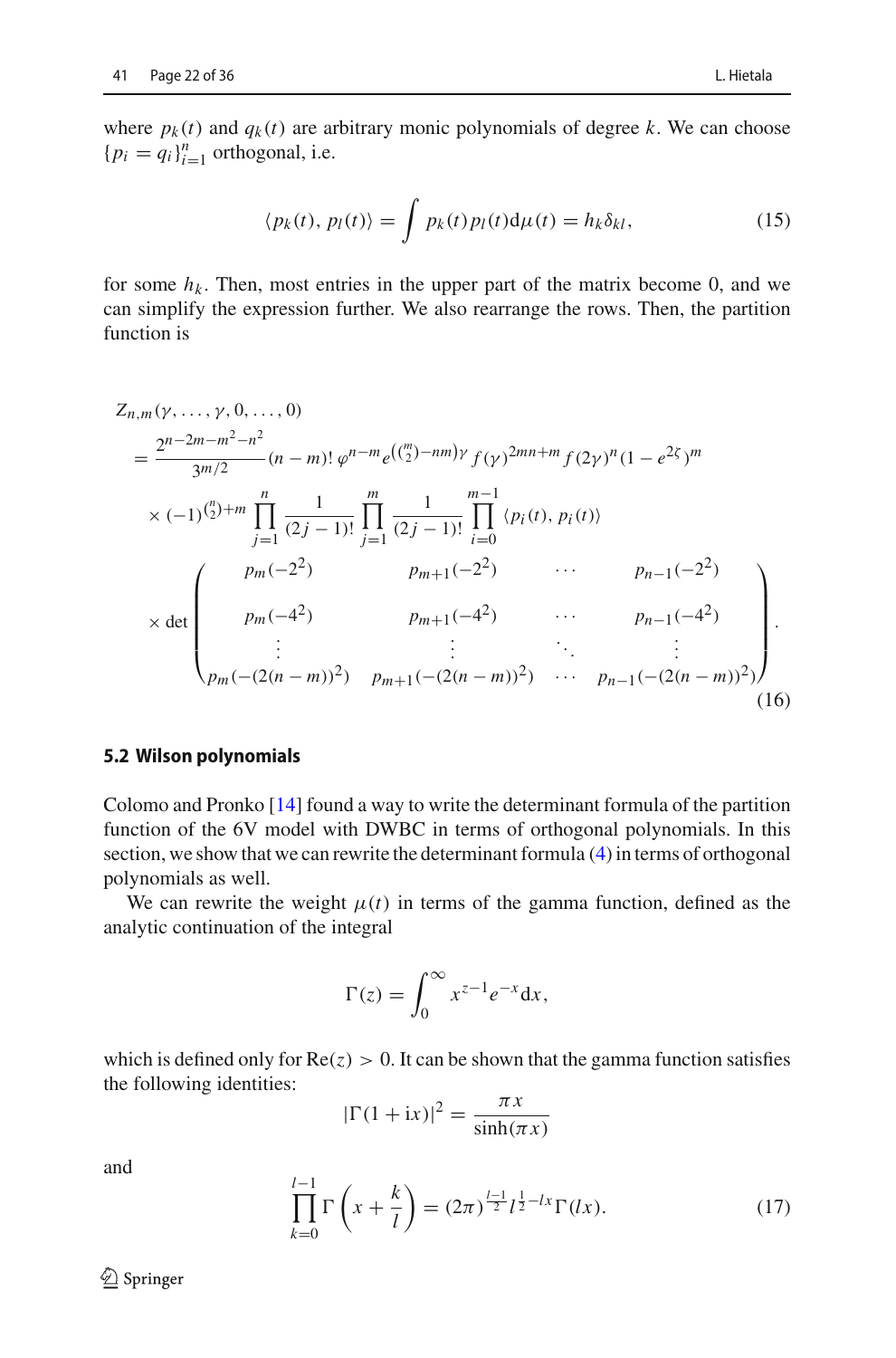where $p_k(t)$ and $q_k(t)$ are arbitrary monic polynomials of degree $k$. We can choose $\{p_i = q_i\}_{i=1}^n$ orthogonal, i.e.

$$\langle p_k(t), p_l(t)\rangle = \int p_k(t) p_l(t) \mathrm{d}\mu(t) = h_k \delta_{kl}, \tag{15}$$

for some $h_k$. Then, most entries in the upper part of the matrix become 0, and we can simplify the expression further. We also rearrange the rows. Then, the partition function is

$$\begin{aligned}
&Z_{n,m}(\gamma, \ldots, \gamma, 0, \ldots, 0) \\
&= \frac{2^{n-2m-m^2-n^2}}{3^{m/2}} (n-m)!\, \varphi^{n-m} e^{\left(\binom{m}{2}-nm\right)\gamma} f(\gamma)^{2mn+m} f(2\gamma)^n (1-e^{2\zeta})^m \\
&\times (-1)^{\binom{n}{2}+m} \prod_{j=1}^{n} \frac{1}{(2j-1)!} \prod_{j=1}^{m} \frac{1}{(2j-1)!} \prod_{i=0}^{m-1} \langle p_i(t), p_i(t)\rangle \\
&\times \det \begin{pmatrix}
p_m(-2^2) & p_{m+1}(-2^2) & \cdots & p_{n-1}(-2^2) \\
p_m(-4^2) & p_{m+1}(-4^2) & \cdots & p_{n-1}(-4^2) \\
\vdots & \vdots & \ddots & \vdots \\
p_m(-(2(n-m))^2) & p_{m+1}(-(2(n-m))^2) & \cdots & p_{n-1}(-(2(n-m))^2)
\end{pmatrix}.
\end{aligned} \tag{16}$$

### 5.2 Wilson polynomials

Colomo and Pronko [14] found a way to write the determinant formula of the partition function of the 6V model with DWBC in terms of orthogonal polynomials. In this section, we show that we can rewrite the determinant formula (4) in terms of orthogonal polynomials as well.

We can rewrite the weight $\mu(t)$ in terms of the gamma function, defined as the analytic continuation of the integral

$$\Gamma(z) = \int_0^\infty x^{z-1} e^{-x} \mathrm{d}x,$$

which is defined only for $\mathrm{Re}(z) > 0$. It can be shown that the gamma function satisfies the following identities:

$$|\Gamma(1+\mathrm{i}x)|^2 = \frac{\pi x}{\sinh(\pi x)}$$

and

$$\prod_{k=0}^{l-1} \Gamma\left(x + \frac{k}{l}\right) = (2\pi)^{\frac{l-1}{2}} l^{\frac{1}{2}-lx} \Gamma(lx). \tag{17}$$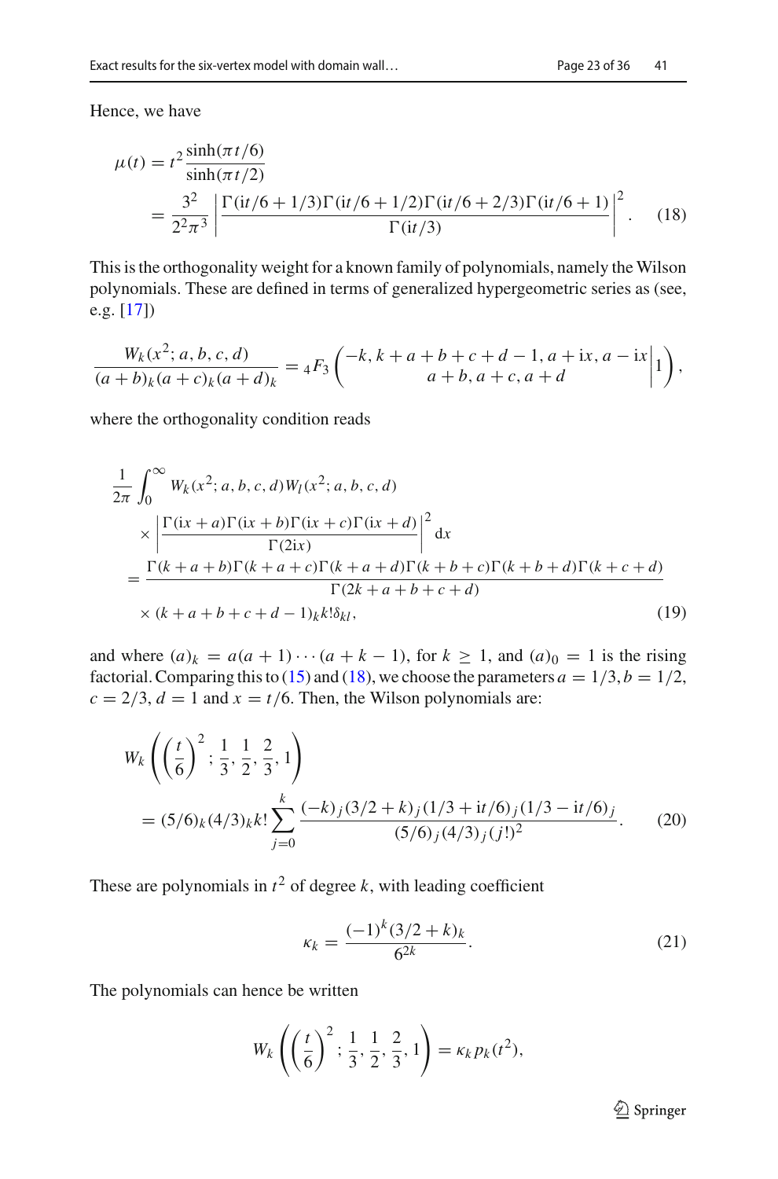Hence, we have

$$
\begin{aligned}
\mu(t) &= t^2 \frac{\sinh(\pi t/6)}{\sinh(\pi t/2)} \\
&= \frac{3^2}{2^2\pi^3} \left| \frac{\Gamma(\mathrm{i}t/6+1/3)\Gamma(\mathrm{i}t/6+1/2)\Gamma(\mathrm{i}t/6+2/3)\Gamma(\mathrm{i}t/6+1)}{\Gamma(\mathrm{i}t/3)} \right|^2. \qquad (18)
\end{aligned}
$$

This is the orthogonality weight for a known family of polynomials, namely the Wilson polynomials. These are defined in terms of generalized hypergeometric series as (see, e.g. [17])

$$
\frac{W_k(x^2;a,b,c,d)}{(a+b)_k(a+c)_k(a+d)_k} = {}_4F_3\left( \left. \begin{matrix} -k, k+a+b+c+d-1, a+\mathrm{i}x, a-\mathrm{i}x \\ a+b, a+c, a+d \end{matrix} \right| 1 \right),
$$

where the orthogonality condition reads

$$
\begin{aligned}
&\frac{1}{2\pi} \int_0^\infty W_k(x^2;a,b,c,d) W_l(x^2;a,b,c,d) \\
&\quad \times \left| \frac{\Gamma(\mathrm{i}x+a)\Gamma(\mathrm{i}x+b)\Gamma(\mathrm{i}x+c)\Gamma(\mathrm{i}x+d)}{\Gamma(2\mathrm{i}x)} \right|^2 \mathrm{d}x \\
&= \frac{\Gamma(k+a+b)\Gamma(k+a+c)\Gamma(k+a+d)\Gamma(k+b+c)\Gamma(k+b+d)\Gamma(k+c+d)}{\Gamma(2k+a+b+c+d)} \\
&\quad \times (k+a+b+c+d-1)_k k! \delta_{kl}, \qquad (19)
\end{aligned}
$$

and where $(a)_k = a(a+1)\cdots(a+k-1)$, for $k \geq 1$, and $(a)_0 = 1$ is the rising factorial. Comparing this to (15) and (18), we choose the parameters $a = 1/3, b = 1/2$, $c = 2/3$, $d = 1$ and $x = t/6$. Then, the Wilson polynomials are:

$$
\begin{aligned}
&W_k\left( \left(\frac{t}{6}\right)^2; \frac{1}{3}, \frac{1}{2}, \frac{2}{3}, 1 \right) \\
&= (5/6)_k (4/3)_k k! \sum_{j=0}^{k} \frac{(-k)_j (3/2+k)_j (1/3+\mathrm{i}t/6)_j (1/3-\mathrm{i}t/6)_j}{(5/6)_j (4/3)_j (j!)^2}. \qquad (20)
\end{aligned}
$$

These are polynomials in $t^2$ of degree $k$, with leading coefficient

$$
\kappa_k = \frac{(-1)^k (3/2+k)_k}{6^{2k}}. \qquad (21)
$$

The polynomials can hence be written

$$
W_k\left( \left(\frac{t}{6}\right)^2; \frac{1}{3}, \frac{1}{2}, \frac{2}{3}, 1 \right) = \kappa_k p_k(t^2),
$$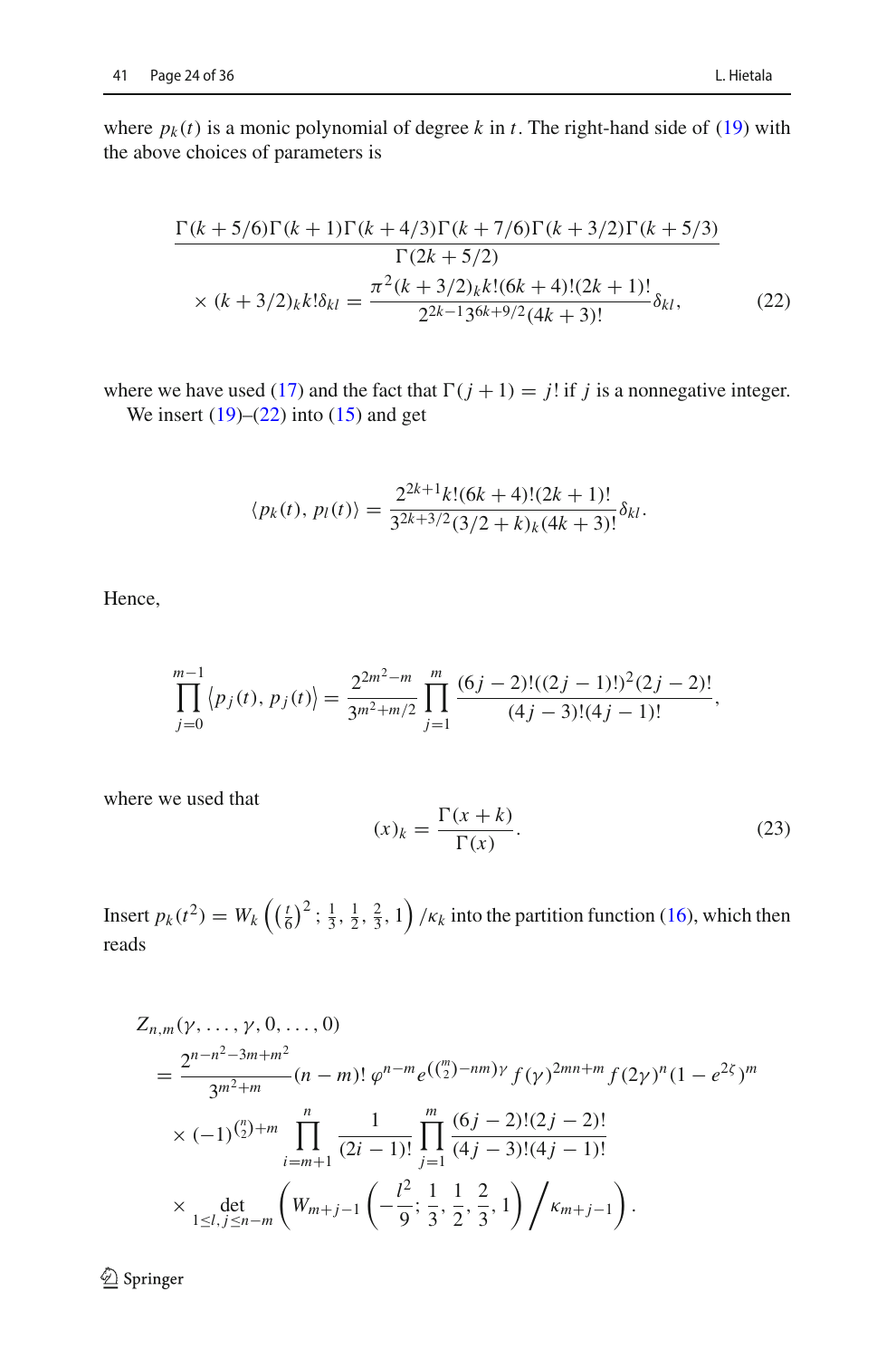where $p_k(t)$ is a monic polynomial of degree $k$ in $t$. The right-hand side of (19) with the above choices of parameters is

$$
\begin{aligned}
&\frac{\Gamma(k+5/6)\Gamma(k+1)\Gamma(k+4/3)\Gamma(k+7/6)\Gamma(k+3/2)\Gamma(k+5/3)}{\Gamma(2k+5/2)} \\
&\times (k+3/2)_k k! \delta_{kl} = \frac{\pi^2 (k+3/2)_k k!(6k+4)!(2k+1)!}{2^{2k-1} 3^{6k+9/2}(4k+3)!}\delta_{kl}, \qquad (22)
\end{aligned}
$$

where we have used (17) and the fact that $\Gamma(j+1) = j!$ if $j$ is a nonnegative integer.

We insert (19)–(22) into (15) and get

$$
\langle p_k(t), p_l(t)\rangle = \frac{2^{2k+1} k!(6k+4)!(2k+1)!}{3^{2k+3/2}(3/2+k)_k(4k+3)!}\delta_{kl}.
$$

Hence,

$$
\prod_{j=0}^{m-1} \langle p_j(t), p_j(t)\rangle = \frac{2^{2m^2-m}}{3^{m^2+m/2}} \prod_{j=1}^{m} \frac{(6j-2)!((2j-1)!)^2(2j-2)!}{(4j-3)!(4j-1)!},
$$

where we used that

$$
(x)_k = \frac{\Gamma(x+k)}{\Gamma(x)}. \qquad (23)
$$

Insert $p_k(t^2) = W_k\left(\left(\frac{t}{6}\right)^2; \frac{1}{3}, \frac{1}{2}, \frac{2}{3}, 1\right)/\kappa_k$ into the partition function (16), which then reads

$$
\begin{aligned}
&Z_{n,m}(\gamma, \ldots, \gamma, 0, \ldots, 0) \\
&= \frac{2^{n-n^2-3m+m^2}}{3^{m^2+m}}(n-m)!\, \varphi^{n-m} e^{(\binom{m}{2}-nm)\gamma} f(\gamma)^{2mn+m} f(2\gamma)^n (1-e^{2\zeta})^m \\
&\times (-1)^{\binom{n}{2}+m} \prod_{i=m+1}^{n} \frac{1}{(2i-1)!} \prod_{j=1}^{m} \frac{(6j-2)!(2j-2)!}{(4j-3)!(4j-1)!} \\
&\times \det_{1\le l,j\le n-m}\left(W_{m+j-1}\left(-\frac{l^2}{9}; \frac{1}{3}, \frac{1}{2}, \frac{2}{3}, 1\right)\Big/\kappa_{m+j-1}\right).
\end{aligned}
$$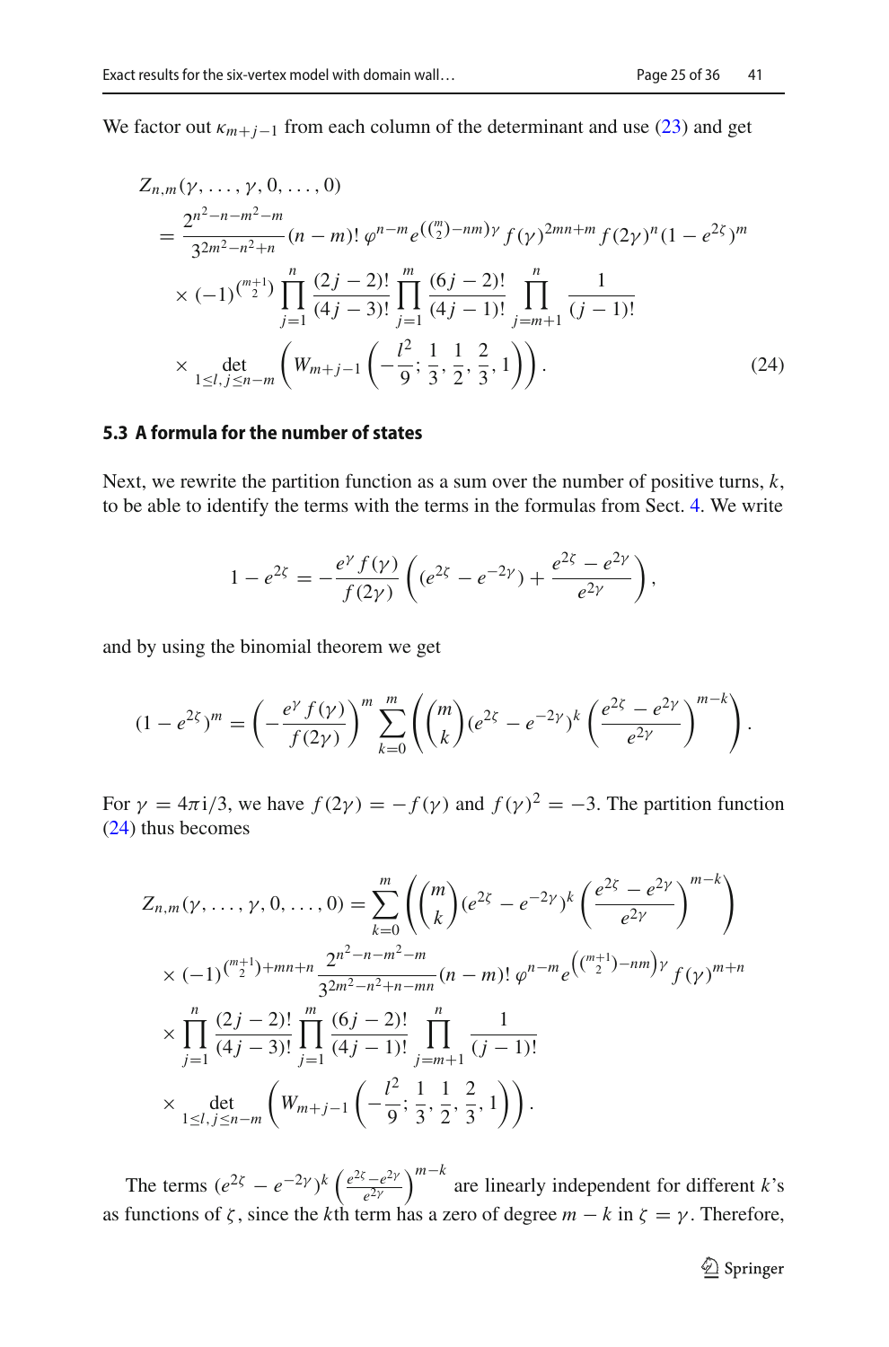We factor out $\kappa_{m+j-1}$ from each column of the determinant and use (23) and get

$$
\begin{aligned}
&Z_{n,m}(\gamma,\ldots,\gamma,0,\ldots,0)\\
&= \frac{2^{n^2-n-m^2-m}}{3^{2m^2-n^2+n}}(n-m)!\,\varphi^{n-m} e^{(\binom{m}{2}-nm)\gamma} f(\gamma)^{2mn+m} f(2\gamma)^n (1-e^{2\zeta})^m\\
&\quad\times (-1)^{\binom{m+1}{2}} \prod_{j=1}^{n} \frac{(2j-2)!}{(4j-3)!} \prod_{j=1}^{m} \frac{(6j-2)!}{(4j-1)!} \prod_{j=m+1}^{n} \frac{1}{(j-1)!}\\
&\quad\times \det_{1\le l,j\le n-m}\left(W_{m+j-1}\left(-\frac{l^2}{9};\frac{1}{3},\frac{1}{2},\frac{2}{3},1\right)\right).
\end{aligned}
\tag{24}
$$

### 5.3 A formula for the number of states

Next, we rewrite the partition function as a sum over the number of positive turns, $k$, to be able to identify the terms with the terms in the formulas from Sect. 4. We write

$$
1-e^{2\zeta} = -\frac{e^{\gamma} f(\gamma)}{f(2\gamma)}\left((e^{2\zeta}-e^{-2\gamma}) + \frac{e^{2\zeta}-e^{2\gamma}}{e^{2\gamma}}\right),
$$

and by using the binomial theorem we get

$$
(1-e^{2\zeta})^m = \left(-\frac{e^{\gamma} f(\gamma)}{f(2\gamma)}\right)^m \sum_{k=0}^{m}\left(\binom{m}{k}(e^{2\zeta}-e^{-2\gamma})^k\left(\frac{e^{2\zeta}-e^{2\gamma}}{e^{2\gamma}}\right)^{m-k}\right).
$$

For $\gamma = 4\pi \mathrm{i}/3$, we have $f(2\gamma) = -f(\gamma)$ and $f(\gamma)^2 = -3$. The partition function (24) thus becomes

$$
\begin{aligned}
&Z_{n,m}(\gamma,\ldots,\gamma,0,\ldots,0) = \sum_{k=0}^{m}\left(\binom{m}{k}(e^{2\zeta}-e^{-2\gamma})^k\left(\frac{e^{2\zeta}-e^{2\gamma}}{e^{2\gamma}}\right)^{m-k}\right)\\
&\quad\times (-1)^{\binom{m+1}{2}+mn+n} \frac{2^{n^2-n-m^2-m}}{3^{2m^2-n^2+n-mn}}(n-m)!\,\varphi^{n-m} e^{\left(\binom{m+1}{2}-nm\right)\gamma} f(\gamma)^{m+n}\\
&\quad\times \prod_{j=1}^{n} \frac{(2j-2)!}{(4j-3)!} \prod_{j=1}^{m} \frac{(6j-2)!}{(4j-1)!} \prod_{j=m+1}^{n} \frac{1}{(j-1)!}\\
&\quad\times \det_{1\le l,j\le n-m}\left(W_{m+j-1}\left(-\frac{l^2}{9};\frac{1}{3},\frac{1}{2},\frac{2}{3},1\right)\right).
\end{aligned}
$$

The terms $(e^{2\zeta}-e^{-2\gamma})^k\left(\frac{e^{2\zeta}-e^{2\gamma}}{e^{2\gamma}}\right)^{m-k}$ are linearly independent for different $k$'s as functions of $\zeta$, since the $k$th term has a zero of degree $m-k$ in $\zeta = \gamma$. Therefore,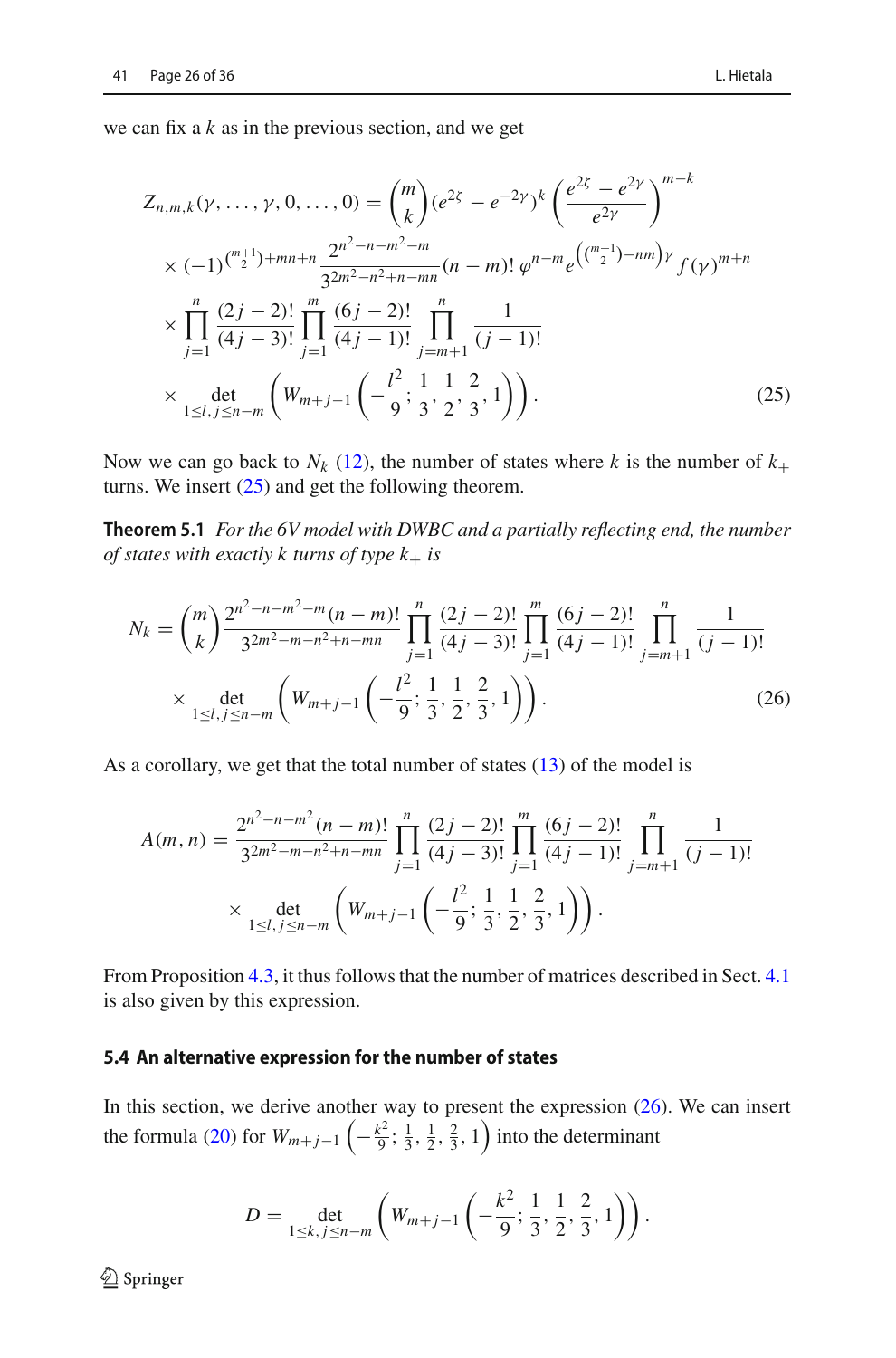we can fix a $k$ as in the previous section, and we get

$$
\begin{aligned}
Z_{n,m,k}(\gamma,\dots,\gamma,0,\dots,0) &= \binom{m}{k}(e^{2\zeta}-e^{-2\gamma})^k\left(\frac{e^{2\zeta}-e^{2\gamma}}{e^{2\gamma}}\right)^{m-k}\\
&\times(-1)^{\binom{m+1}{2}+mn+n}\frac{2^{n^2-n-m^2-m}}{3^{2m^2-n^2+n-mn}}(n-m)!\,\varphi^{n-m}e^{\left(\binom{m+1}{2}-nm\right)\gamma}f(\gamma)^{m+n}\\
&\times\prod_{j=1}^{n}\frac{(2j-2)!}{(4j-3)!}\prod_{j=1}^{m}\frac{(6j-2)!}{(4j-1)!}\prod_{j=m+1}^{n}\frac{1}{(j-1)!}\\
&\times\det_{1\le l,j\le n-m}\left(W_{m+j-1}\left(-\frac{l^2}{9};\frac{1}{3},\frac{1}{2},\frac{2}{3},1\right)\right). \qquad (25)
\end{aligned}
$$

Now we can go back to $N_k$ (12), the number of states where $k$ is the number of $k_+$ turns. We insert (25) and get the following theorem.

**Theorem 5.1** *For the 6V model with DWBC and a partially reflecting end, the number of states with exactly $k$ turns of type $k_+$ is*

$$
\begin{aligned}
N_k &= \binom{m}{k}\frac{2^{n^2-n-m^2-m}(n-m)!}{3^{2m^2-m-n^2+n-mn}}\prod_{j=1}^{n}\frac{(2j-2)!}{(4j-3)!}\prod_{j=1}^{m}\frac{(6j-2)!}{(4j-1)!}\prod_{j=m+1}^{n}\frac{1}{(j-1)!}\\
&\times\det_{1\le l,j\le n-m}\left(W_{m+j-1}\left(-\frac{l^2}{9};\frac{1}{3},\frac{1}{2},\frac{2}{3},1\right)\right). \qquad (26)
\end{aligned}
$$

As a corollary, we get that the total number of states (13) of the model is

$$
\begin{aligned}
A(m,n) &= \frac{2^{n^2-n-m^2}(n-m)!}{3^{2m^2-m-n^2+n-mn}}\prod_{j=1}^{n}\frac{(2j-2)!}{(4j-3)!}\prod_{j=1}^{m}\frac{(6j-2)!}{(4j-1)!}\prod_{j=m+1}^{n}\frac{1}{(j-1)!}\\
&\times\det_{1\le l,j\le n-m}\left(W_{m+j-1}\left(-\frac{l^2}{9};\frac{1}{3},\frac{1}{2},\frac{2}{3},1\right)\right).
\end{aligned}
$$

From Proposition 4.3, it thus follows that the number of matrices described in Sect. 4.1 is also given by this expression.

### 5.4 An alternative expression for the number of states

In this section, we derive another way to present the expression (26). We can insert the formula (20) for $W_{m+j-1}\left(-\frac{k^2}{9};\frac{1}{3},\frac{1}{2},\frac{2}{3},1\right)$ into the determinant

$$
D=\det_{1\le k,j\le n-m}\left(W_{m+j-1}\left(-\frac{k^2}{9};\frac{1}{3},\frac{1}{2},\frac{2}{3},1\right)\right).
$$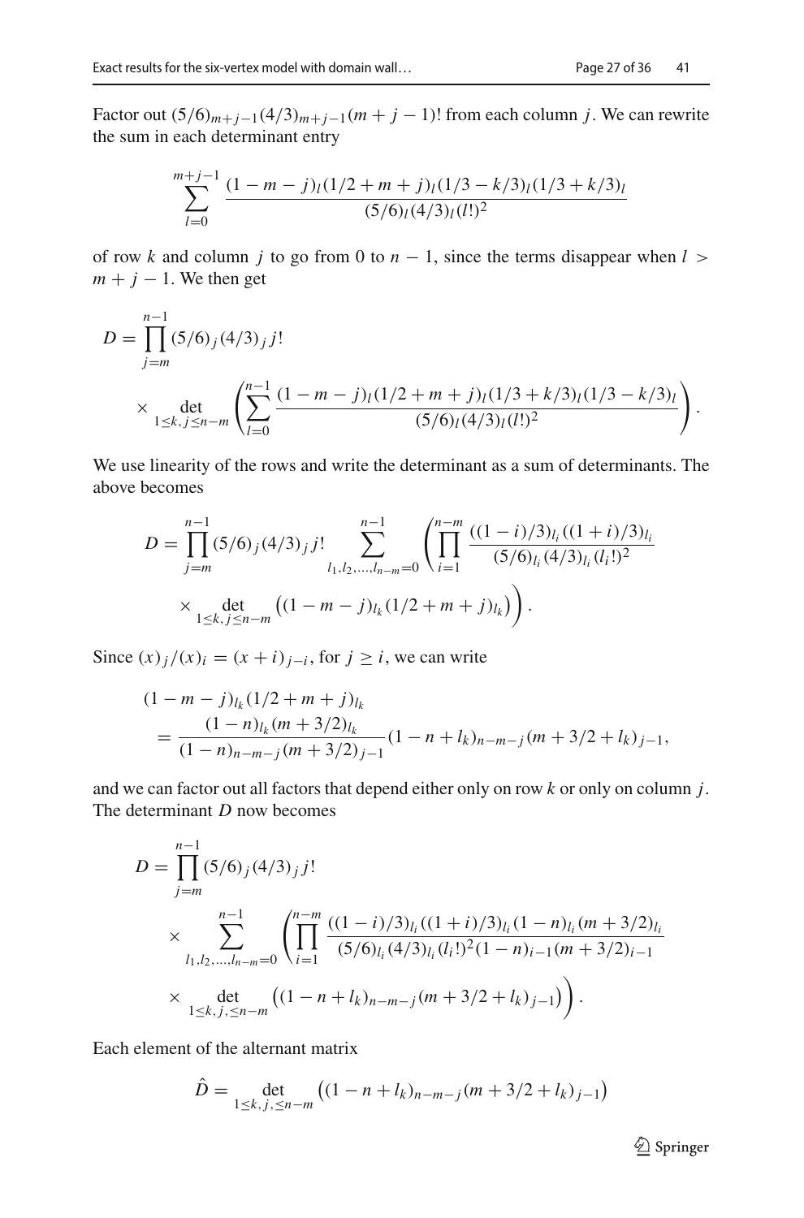Factor out $(5/6)_{m+j-1}(4/3)_{m+j-1}(m+j-1)!$ from each column $j$. We can rewrite the sum in each determinant entry

$$\sum_{l=0}^{m+j-1} \frac{(1-m-j)_l(1/2+m+j)_l(1/3-k/3)_l(1/3+k/3)_l}{(5/6)_l(4/3)_l(l!)^2}$$

of row $k$ and column $j$ to go from 0 to $n-1$, since the terms disappear when $l > m+j-1$. We then get

$$D = \prod_{j=m}^{n-1}(5/6)_j(4/3)_j j! \\ \times \det_{1\le k,j\le n-m}\left(\sum_{l=0}^{n-1} \frac{(1-m-j)_l(1/2+m+j)_l(1/3+k/3)_l(1/3-k/3)_l}{(5/6)_l(4/3)_l(l!)^2}\right).$$

We use linearity of the rows and write the determinant as a sum of determinants. The above becomes

$$D = \prod_{j=m}^{n-1}(5/6)_j(4/3)_j j! \sum_{l_1,l_2,\ldots,l_{n-m}=0}^{n-1}\left(\prod_{i=1}^{n-m}\frac{((1-i)/3)_{l_i}((1+i)/3)_{l_i}}{(5/6)_{l_i}(4/3)_{l_i}(l_i!)^2}\right. \\ \left.\times \det_{1\le k,j\le n-m}\left((1-m-j)_{l_k}(1/2+m+j)_{l_k}\right)\right).$$

Since $(x)_j/(x)_i = (x+i)_{j-i}$, for $j \ge i$, we can write

$$(1-m-j)_{l_k}(1/2+m+j)_{l_k} \\ = \frac{(1-n)_{l_k}(m+3/2)_{l_k}}{(1-n)_{n-m-j}(m+3/2)_{j-1}}(1-n+l_k)_{n-m-j}(m+3/2+l_k)_{j-1},$$

and we can factor out all factors that depend either only on row $k$ or only on column $j$. The determinant $D$ now becomes

$$D = \prod_{j=m}^{n-1}(5/6)_j(4/3)_j j! \\ \times \sum_{l_1,l_2,\ldots,l_{n-m}=0}^{n-1}\left(\prod_{i=1}^{n-m}\frac{((1-i)/3)_{l_i}((1+i)/3)_{l_i}(1-n)_{l_i}(m+3/2)_{l_i}}{(5/6)_{l_i}(4/3)_{l_i}(l_i!)^2(1-n)_{i-1}(m+3/2)_{i-1}}\right. \\ \left.\times \det_{1\le k,j,\le n-m}\left((1-n+l_k)_{n-m-j}(m+3/2+l_k)_{j-1}\right)\right).$$

Each element of the alternant matrix

$$\hat{D} = \det_{1\le k,j,\le n-m}\left((1-n+l_k)_{n-m-j}(m+3/2+l_k)_{j-1}\right)$$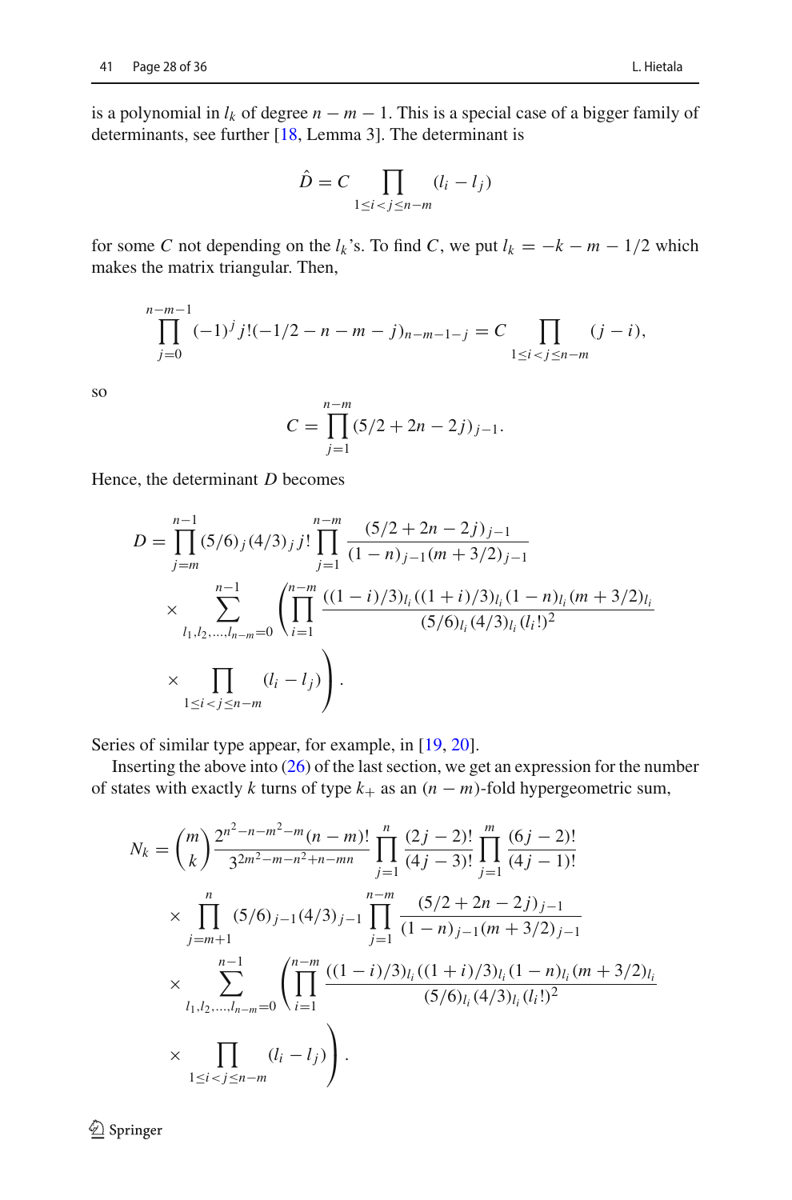is a polynomial in $l_k$ of degree $n - m - 1$. This is a special case of a bigger family of determinants, see further [18, Lemma 3]. The determinant is

$$\hat{D} = C \prod_{1 \le i < j \le n-m} (l_i - l_j)$$

for some $C$ not depending on the $l_k$'s. To find $C$, we put $l_k = -k - m - 1/2$ which makes the matrix triangular. Then,

$$\prod_{j=0}^{n-m-1} (-1)^j j! (-1/2 - n - m - j)_{n-m-1-j} = C \prod_{1 \le i < j \le n-m} (j - i),$$

so

$$C = \prod_{j=1}^{n-m} (5/2 + 2n - 2j)_{j-1}.$$

Hence, the determinant $D$ becomes

$$\begin{aligned}
D = \prod_{j=m}^{n-1} (5/6)_j (4/3)_j j! \prod_{j=1}^{n-m} \frac{(5/2 + 2n - 2j)_{j-1}}{(1-n)_{j-1}(m + 3/2)_{j-1}} \\
\times \sum_{l_1, l_2, \ldots, l_{n-m}=0}^{n-1} \left( \prod_{i=1}^{n-m} \frac{((1-i)/3)_{l_i} ((1+i)/3)_{l_i} (1-n)_{l_i} (m+3/2)_{l_i}}{(5/6)_{l_i} (4/3)_{l_i} (l_i!)^2} \right. \\
\left. \times \prod_{1 \le i < j \le n-m} (l_i - l_j) \right).
\end{aligned}$$

Series of similar type appear, for example, in [19, 20].

Inserting the above into (26) of the last section, we get an expression for the number of states with exactly $k$ turns of type $k_+$ as an $(n - m)$-fold hypergeometric sum,

$$\begin{aligned}
N_k = \binom{m}{k} \frac{2^{n^2 - n - m^2 - m} (n-m)!}{3^{2m^2 - m - n^2 + n - mn}} \prod_{j=1}^{n} \frac{(2j-2)!}{(4j-3)!} \prod_{j=1}^{m} \frac{(6j-2)!}{(4j-1)!} \\
\times \prod_{j=m+1}^{n} (5/6)_{j-1} (4/3)_{j-1} \prod_{j=1}^{n-m} \frac{(5/2 + 2n - 2j)_{j-1}}{(1-n)_{j-1}(m+3/2)_{j-1}} \\
\times \sum_{l_1, l_2, \ldots, l_{n-m}=0}^{n-1} \left( \prod_{i=1}^{n-m} \frac{((1-i)/3)_{l_i} ((1+i)/3)_{l_i} (1-n)_{l_i} (m+3/2)_{l_i}}{(5/6)_{l_i} (4/3)_{l_i} (l_i!)^2} \right. \\
\left. \times \prod_{1 \le i < j \le n-m} (l_i - l_j) \right).
\end{aligned}$$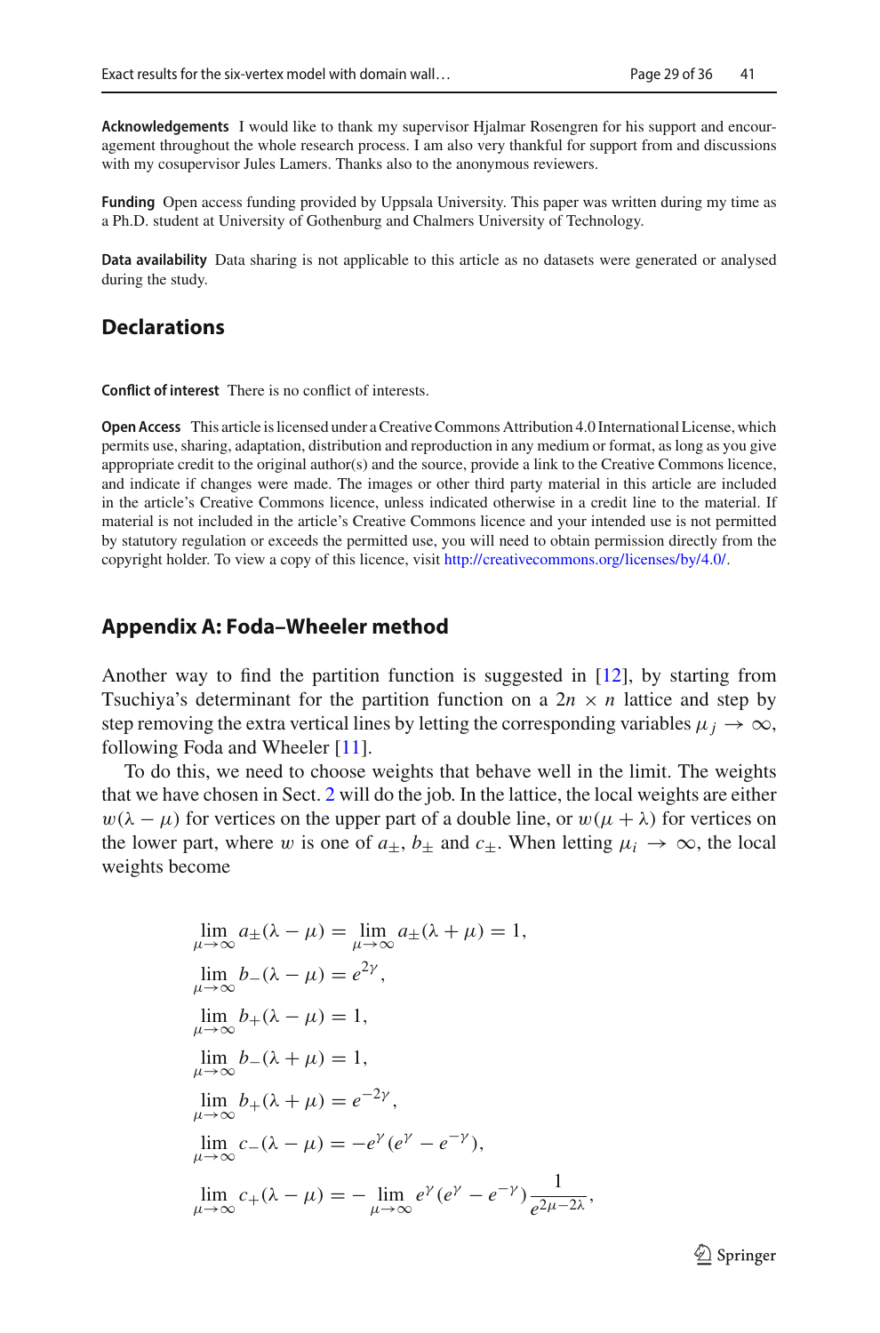**Acknowledgements** I would like to thank my supervisor Hjalmar Rosengren for his support and encouragement throughout the whole research process. I am also very thankful for support from and discussions with my cosupervisor Jules Lamers. Thanks also to the anonymous reviewers.

**Funding** Open access funding provided by Uppsala University. This paper was written during my time as a Ph.D. student at University of Gothenburg and Chalmers University of Technology.

**Data availability** Data sharing is not applicable to this article as no datasets were generated or analysed during the study.

## Declarations

**Conflict of interest** There is no conflict of interests.

**Open Access** This article is licensed under a Creative Commons Attribution 4.0 International License, which permits use, sharing, adaptation, distribution and reproduction in any medium or format, as long as you give appropriate credit to the original author(s) and the source, provide a link to the Creative Commons licence, and indicate if changes were made. The images or other third party material in this article are included in the article's Creative Commons licence, unless indicated otherwise in a credit line to the material. If material is not included in the article's Creative Commons licence and your intended use is not permitted by statutory regulation or exceeds the permitted use, you will need to obtain permission directly from the copyright holder. To view a copy of this licence, visit http://creativecommons.org/licenses/by/4.0/.

## Appendix A: Foda–Wheeler method

Another way to find the partition function is suggested in [12], by starting from Tsuchiya's determinant for the partition function on a $2n \times n$ lattice and step by step removing the extra vertical lines by letting the corresponding variables $\mu_j \to \infty$, following Foda and Wheeler [11].

To do this, we need to choose weights that behave well in the limit. The weights that we have chosen in Sect. 2 will do the job. In the lattice, the local weights are either $w(\lambda - \mu)$ for vertices on the upper part of a double line, or $w(\mu + \lambda)$ for vertices on the lower part, where $w$ is one of $a_\pm$, $b_\pm$ and $c_\pm$. When letting $\mu_i \to \infty$, the local weights become

$$
\begin{aligned}
&\lim_{\mu\to\infty} a_\pm(\lambda-\mu) = \lim_{\mu\to\infty} a_\pm(\lambda+\mu) = 1,\\
&\lim_{\mu\to\infty} b_-(\lambda-\mu) = e^{2\gamma},\\
&\lim_{\mu\to\infty} b_+(\lambda-\mu) = 1,\\
&\lim_{\mu\to\infty} b_-(\lambda+\mu) = 1,\\
&\lim_{\mu\to\infty} b_+(\lambda+\mu) = e^{-2\gamma},\\
&\lim_{\mu\to\infty} c_-(\lambda-\mu) = -e^{\gamma}(e^{\gamma}-e^{-\gamma}),\\
&\lim_{\mu\to\infty} c_+(\lambda-\mu) = -\lim_{\mu\to\infty} e^{\gamma}(e^{\gamma}-e^{-\gamma})\frac{1}{e^{2\mu-2\lambda}},
\end{aligned}
$$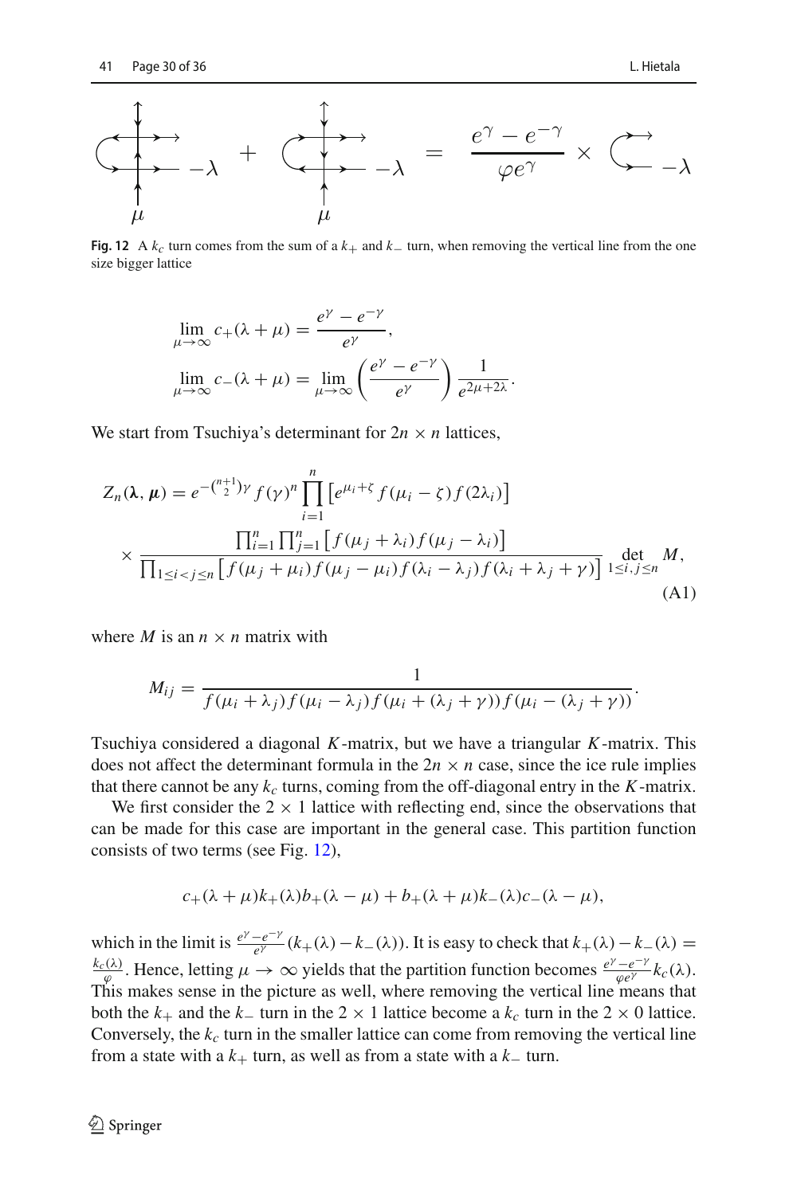$$\frac{e^{\gamma}-e^{-\gamma}}{\varphi e^{\gamma}} \times$$

**Fig. 12** A $k_c$ turn comes from the sum of a $k_+$ and $k_-$ turn, when removing the vertical line from the one size bigger lattice

$$\lim_{\mu\to\infty} c_+(\lambda+\mu) = \frac{e^{\gamma}-e^{-\gamma}}{e^{\gamma}},$$

$$\lim_{\mu\to\infty} c_-(\lambda+\mu) = \lim_{\mu\to\infty}\left(\frac{e^{\gamma}-e^{-\gamma}}{e^{\gamma}}\right)\frac{1}{e^{2\mu+2\lambda}}.$$

We start from Tsuchiya's determinant for $2n \times n$ lattices,

$$Z_n(\boldsymbol{\lambda},\boldsymbol{\mu}) = e^{-\binom{n+1}{2}\gamma} f(\gamma)^n \prod_{i=1}^{n}\left[e^{\mu_i+\zeta} f(\mu_i-\zeta) f(2\lambda_i)\right]$$
$$\times \frac{\prod_{i=1}^{n}\prod_{j=1}^{n}\left[f(\mu_j+\lambda_i)f(\mu_j-\lambda_i)\right]}{\prod_{1\le i<j\le n}\left[f(\mu_j+\mu_i)f(\mu_j-\mu_i)f(\lambda_i-\lambda_j)f(\lambda_i+\lambda_j+\gamma)\right]} \det_{1\le i,j\le n} M, \tag{A1}$$

where $M$ is an $n\times n$ matrix with

$$M_{ij} = \frac{1}{f(\mu_i+\lambda_j)f(\mu_i-\lambda_j)f(\mu_i+(\lambda_j+\gamma))f(\mu_i-(\lambda_j+\gamma))}.$$

Tsuchiya considered a diagonal $K$-matrix, but we have a triangular $K$-matrix. This does not affect the determinant formula in the $2n \times n$ case, since the ice rule implies that there cannot be any $k_c$ turns, coming from the off-diagonal entry in the $K$-matrix.

We first consider the $2\times 1$ lattice with reflecting end, since the observations that can be made for this case are important in the general case. This partition function consists of two terms (see Fig. 12),

$$c_+(\lambda+\mu)k_+(\lambda)b_+(\lambda-\mu) + b_+(\lambda+\mu)k_-(\lambda)c_-(\lambda-\mu),$$

which in the limit is $\frac{e^{\gamma}-e^{-\gamma}}{e^{\gamma}}(k_+(\lambda)-k_-(\lambda))$. It is easy to check that $k_+(\lambda)-k_-(\lambda) = \frac{k_c(\lambda)}{\varphi}$. Hence, letting $\mu\to\infty$ yields that the partition function becomes $\frac{e^{\gamma}-e^{-\gamma}}{\varphi e^{\gamma}}k_c(\lambda)$. This makes sense in the picture as well, where removing the vertical line means that both the $k_+$ and the $k_-$ turn in the $2\times 1$ lattice become a $k_c$ turn in the $2\times 0$ lattice. Conversely, the $k_c$ turn in the smaller lattice can come from removing the vertical line from a state with a $k_+$ turn, as well as from a state with a $k_-$ turn.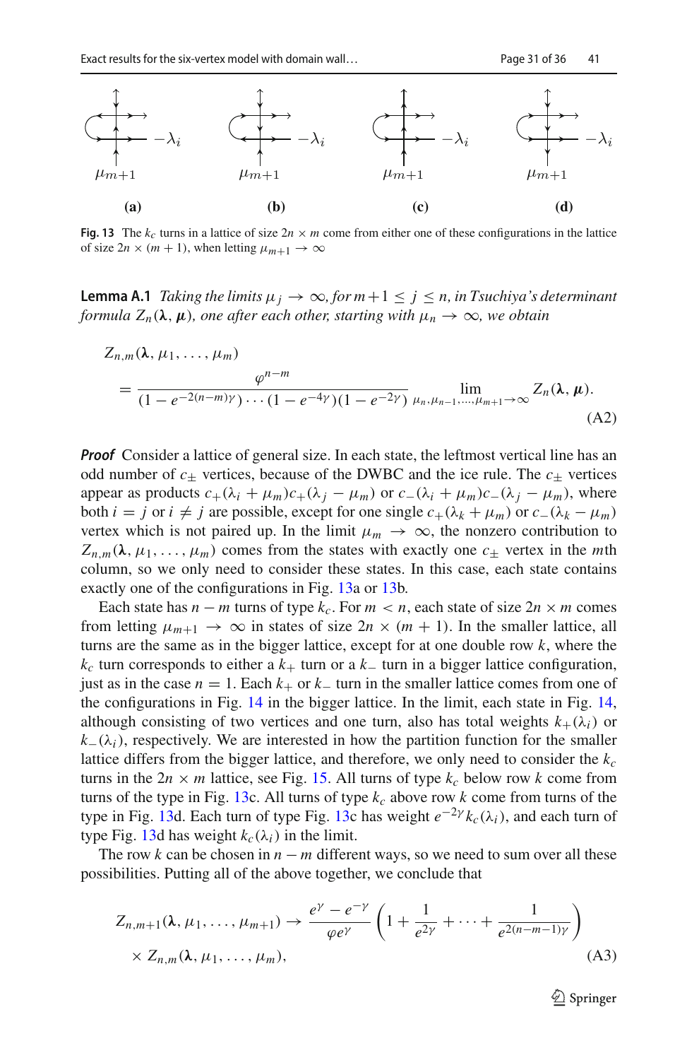**Fig. 13** The $k_c$ turns in a lattice of size $2n \times m$ come from either one of these configurations in the lattice of size $2n \times (m+1)$, when letting $\mu_{m+1} \to \infty$

**Lemma A.1** *Taking the limits $\mu_j \to \infty$, for $m+1 \le j \le n$, in Tsuchiya's determinant formula $Z_n(\boldsymbol{\lambda}, \boldsymbol{\mu})$, one after each other, starting with $\mu_n \to \infty$, we obtain*

$$
\begin{aligned}
&Z_{n,m}(\boldsymbol{\lambda}, \mu_1, \ldots, \mu_m) \\
&= \frac{\varphi^{n-m}}{(1-e^{-2(n-m)\gamma}) \cdots (1-e^{-4\gamma})(1-e^{-2\gamma})} \lim_{\mu_n, \mu_{n-1}, \ldots, \mu_{m+1} \to \infty} Z_n(\boldsymbol{\lambda}, \boldsymbol{\mu}).
\end{aligned} \tag{A2}
$$

***Proof*** Consider a lattice of general size. In each state, the leftmost vertical line has an odd number of $c_\pm$ vertices, because of the DWBC and the ice rule. The $c_\pm$ vertices appear as products $c_+(\lambda_i + \mu_m)c_+(\lambda_j - \mu_m)$ or $c_-(\lambda_i + \mu_m)c_-(\lambda_j - \mu_m)$, where both $i = j$ or $i \neq j$ are possible, except for one single $c_+(\lambda_k + \mu_m)$ or $c_-(\lambda_k - \mu_m)$ vertex which is not paired up. In the limit $\mu_m \to \infty$, the nonzero contribution to $Z_{n,m}(\boldsymbol{\lambda}, \mu_1, \ldots, \mu_m)$ comes from the states with exactly one $c_\pm$ vertex in the $m$th column, so we only need to consider these states. In this case, each state contains exactly one of the configurations in Fig. 13a or 13b.

Each state has $n - m$ turns of type $k_c$. For $m < n$, each state of size $2n \times m$ comes from letting $\mu_{m+1} \to \infty$ in states of size $2n \times (m+1)$. In the smaller lattice, all turns are the same as in the bigger lattice, except for at one double row $k$, where the $k_c$ turn corresponds to either a $k_+$ turn or a $k_-$ turn in a bigger lattice configuration, just as in the case $n = 1$. Each $k_+$ or $k_-$ turn in the smaller lattice comes from one of the configurations in Fig. 14 in the bigger lattice. In the limit, each state in Fig. 14, although consisting of two vertices and one turn, also has total weights $k_+(\lambda_i)$ or $k_-(\lambda_i)$, respectively. We are interested in how the partition function for the smaller lattice differs from the bigger lattice, and therefore, we only need to consider the $k_c$ turns in the $2n \times m$ lattice, see Fig. 15. All turns of type $k_c$ below row $k$ come from turns of the type in Fig. 13c. All turns of type $k_c$ above row $k$ come from turns of the type in Fig. 13d. Each turn of type Fig. 13c has weight $e^{-2\gamma}k_c(\lambda_i)$, and each turn of type Fig. 13d has weight $k_c(\lambda_i)$ in the limit.

The row $k$ can be chosen in $n - m$ different ways, so we need to sum over all these possibilities. Putting all of the above together, we conclude that

$$
\begin{aligned}
Z_{n,m+1}(\boldsymbol{\lambda}, \mu_1, \ldots, \mu_{m+1}) &\to \frac{e^{\gamma} - e^{-\gamma}}{\varphi e^{\gamma}} \left(1 + \frac{1}{e^{2\gamma}} + \cdots + \frac{1}{e^{2(n-m-1)\gamma}}\right) \\
&\times Z_{n,m}(\boldsymbol{\lambda}, \mu_1, \ldots, \mu_m),
\end{aligned} \tag{A3}
$$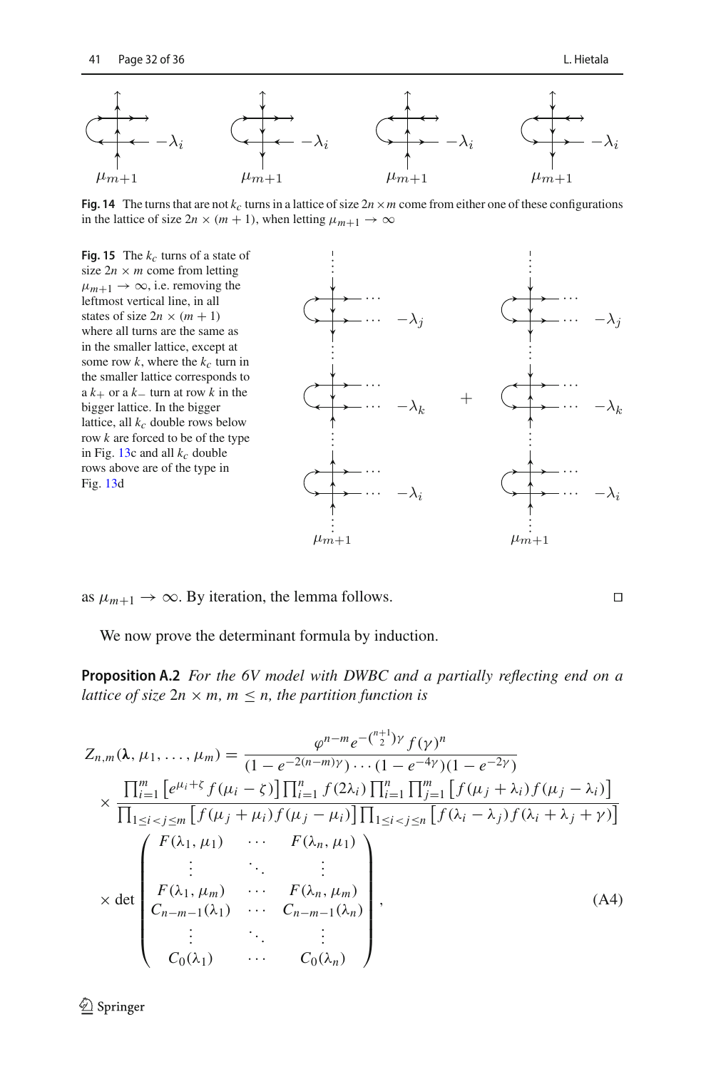**Fig. 14** The turns that are not $k_c$ turns in a lattice of size $2n \times m$ come from either one of these configurations in the lattice of size $2n \times (m+1)$, when letting $\mu_{m+1} \to \infty$

**Fig. 15** The $k_c$ turns of a state of size $2n \times m$ come from letting $\mu_{m+1} \to \infty$, i.e. removing the leftmost vertical line, in all states of size $2n \times (m+1)$ where all turns are the same as in the smaller lattice, except at some row $k$, where the $k_c$ turn in the smaller lattice corresponds to a $k_+$ or a $k_-$ turn at row $k$ in the bigger lattice. In the bigger lattice, all $k_c$ double rows below row $k$ are forced to be of the type in Fig. 13c and all $k_c$ double rows above are of the type in Fig. 13d

as $\mu_{m+1} \to \infty$. By iteration, the lemma follows. □

We now prove the determinant formula by induction.

**Proposition A.2** *For the 6V model with DWBC and a partially reflecting end on a lattice of size $2n \times m$, $m \leq n$, the partition function is*

$$
\begin{aligned}
Z_{n,m}(\boldsymbol{\lambda}, \mu_1, \ldots, \mu_m) &= \frac{\varphi^{n-m} e^{-\binom{n+1}{2}\gamma} f(\gamma)^n}{(1-e^{-2(n-m)\gamma}) \cdots (1-e^{-4\gamma})(1-e^{-2\gamma})} \\
&\times \frac{\prod_{i=1}^{m} \left[ e^{\mu_i + \zeta} f(\mu_i - \zeta) \right] \prod_{i=1}^{n} f(2\lambda_i) \prod_{i=1}^{n} \prod_{j=1}^{m} \left[ f(\mu_j + \lambda_i) f(\mu_j - \lambda_i) \right]}{\prod_{1 \leq i < j \leq m} \left[ f(\mu_j + \mu_i) f(\mu_j - \mu_i) \right] \prod_{1 \leq i < j \leq n} \left[ f(\lambda_i - \lambda_j) f(\lambda_i + \lambda_j + \gamma) \right]} \\
&\times \det \begin{pmatrix} F(\lambda_1, \mu_1) & \cdots & F(\lambda_n, \mu_1) \\ \vdots & \ddots & \vdots \\ F(\lambda_1, \mu_m) & \cdots & F(\lambda_n, \mu_m) \\ C_{n-m-1}(\lambda_1) & \cdots & C_{n-m-1}(\lambda_n) \\ \vdots & \ddots & \vdots \\ C_0(\lambda_1) & \cdots & C_0(\lambda_n) \end{pmatrix},
\end{aligned}
\tag{A4}
$$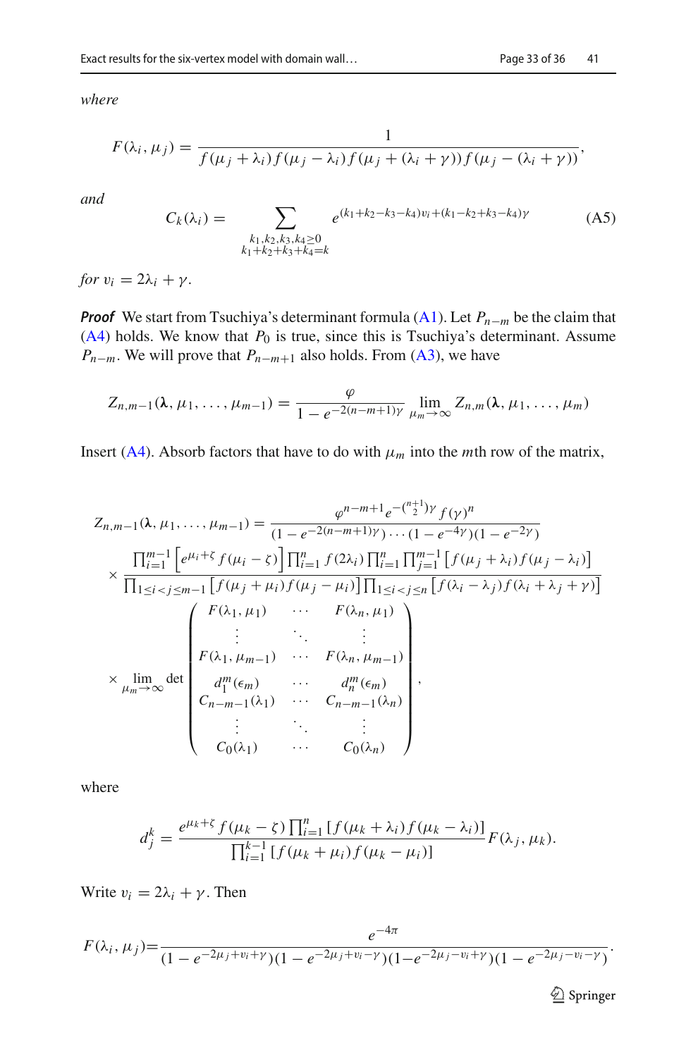*where*

$$F(\lambda_i, \mu_j) = \frac{1}{f(\mu_j + \lambda_i) f(\mu_j - \lambda_i) f(\mu_j + (\lambda_i + \gamma)) f(\mu_j - (\lambda_i + \gamma))},$$

*and*

$$C_k(\lambda_i) = \sum_{\substack{k_1, k_2, k_3, k_4 \geq 0 \\ k_1 + k_2 + k_3 + k_4 = k}} e^{(k_1 + k_2 - k_3 - k_4) v_i + (k_1 - k_2 + k_3 - k_4)\gamma} \tag{A5}$$

*for* $v_i = 2\lambda_i + \gamma$.

***Proof*** We start from Tsuchiya's determinant formula (A1). Let $P_{n-m}$ be the claim that (A4) holds. We know that $P_0$ is true, since this is Tsuchiya's determinant. Assume $P_{n-m}$. We will prove that $P_{n-m+1}$ also holds. From (A3), we have

$$Z_{n,m-1}(\boldsymbol{\lambda}, \mu_1, \ldots, \mu_{m-1}) = \frac{\varphi}{1 - e^{-2(n-m+1)\gamma}} \lim_{\mu_m \to \infty} Z_{n,m}(\boldsymbol{\lambda}, \mu_1, \ldots, \mu_m)$$

Insert (A4). Absorb factors that have to do with $\mu_m$ into the $m$th row of the matrix,

$$\begin{aligned}
Z_{n,m-1}(\boldsymbol{\lambda}, \mu_1, \ldots, \mu_{m-1}) &= \frac{\varphi^{n-m+1} e^{-\binom{n+1}{2}\gamma} f(\gamma)^n}{(1 - e^{-2(n-m+1)\gamma}) \cdots (1 - e^{-4\gamma})(1 - e^{-2\gamma})} \\
&\times \frac{\prod_{i=1}^{m-1} \left[ e^{\mu_i + \zeta} f(\mu_i - \zeta) \right] \prod_{i=1}^{n} f(2\lambda_i) \prod_{i=1}^{n} \prod_{j=1}^{m-1} \left[ f(\mu_j + \lambda_i) f(\mu_j - \lambda_i) \right]}{\prod_{1 \leq i < j \leq m-1} \left[ f(\mu_j + \mu_i) f(\mu_j - \mu_i) \right] \prod_{1 \leq i < j \leq n} \left[ f(\lambda_i - \lambda_j) f(\lambda_i + \lambda_j + \gamma) \right]} \\
&\times \lim_{\mu_m \to \infty} \det \begin{pmatrix}
F(\lambda_1, \mu_1) & \cdots & F(\lambda_n, \mu_1) \\
\vdots & \ddots & \vdots \\
F(\lambda_1, \mu_{m-1}) & \cdots & F(\lambda_n, \mu_{m-1}) \\
d_1^m(\epsilon_m) & \cdots & d_n^m(\epsilon_m) \\
C_{n-m-1}(\lambda_1) & \cdots & C_{n-m-1}(\lambda_n) \\
\vdots & \ddots & \vdots \\
C_0(\lambda_1) & \cdots & C_0(\lambda_n)
\end{pmatrix},
\end{aligned}$$

where

$$d_j^k = \frac{e^{\mu_k + \zeta} f(\mu_k - \zeta) \prod_{i=1}^{n} \left[ f(\mu_k + \lambda_i) f(\mu_k - \lambda_i) \right]}{\prod_{i=1}^{k-1} \left[ f(\mu_k + \mu_i) f(\mu_k - \mu_i) \right]} F(\lambda_j, \mu_k).$$

Write $v_i = 2\lambda_i + \gamma$. Then

$$F(\lambda_i, \mu_j) = \frac{e^{-4\pi}}{(1 - e^{-2\mu_j + v_i + \gamma})(1 - e^{-2\mu_j + v_i - \gamma})(1 - e^{-2\mu_j - v_i + \gamma})(1 - e^{-2\mu_j - v_i - \gamma})}.$$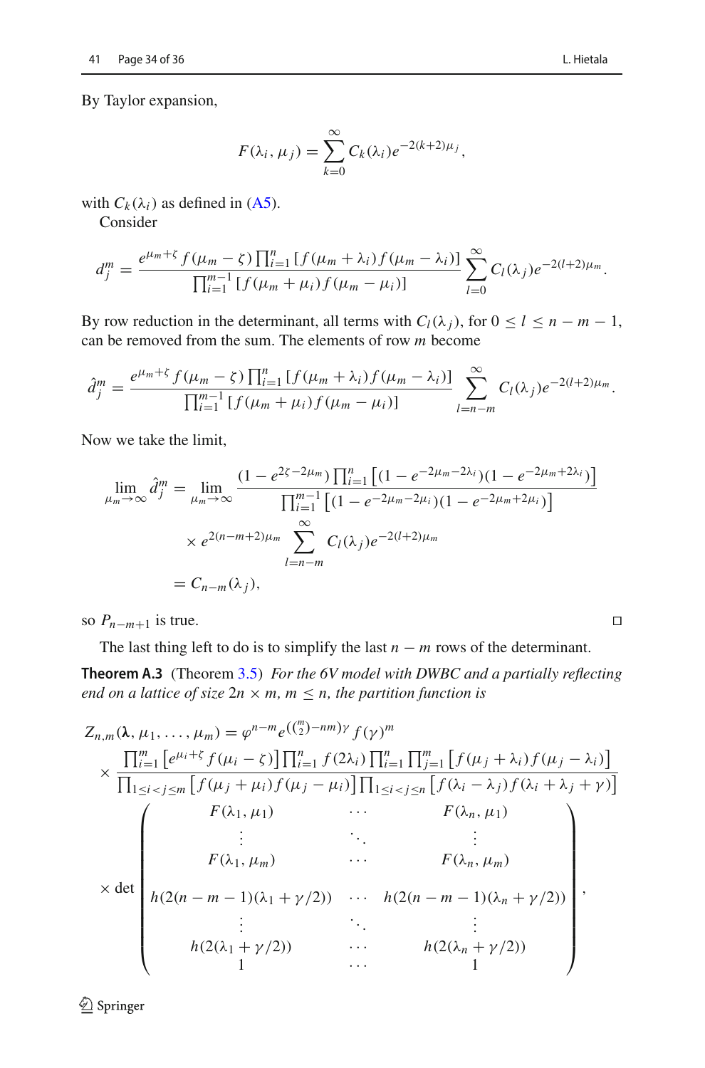By Taylor expansion,

$$F(\lambda_i, \mu_j) = \sum_{k=0}^{\infty} C_k(\lambda_i) e^{-2(k+2)\mu_j},$$

with $C_k(\lambda_i)$ as defined in (A5).

Consider

$$d_j^m = \frac{e^{\mu_m+\zeta} f(\mu_m - \zeta) \prod_{i=1}^{n} [f(\mu_m + \lambda_i) f(\mu_m - \lambda_i)]}{\prod_{i=1}^{m-1} [f(\mu_m + \mu_i) f(\mu_m - \mu_i)]} \sum_{l=0}^{\infty} C_l(\lambda_j) e^{-2(l+2)\mu_m}.$$

By row reduction in the determinant, all terms with $C_l(\lambda_j)$, for $0 \le l \le n - m - 1$, can be removed from the sum. The elements of row $m$ become

$$\hat{d}_j^m = \frac{e^{\mu_m+\zeta} f(\mu_m - \zeta) \prod_{i=1}^{n} [f(\mu_m + \lambda_i) f(\mu_m - \lambda_i)]}{\prod_{i=1}^{m-1} [f(\mu_m + \mu_i) f(\mu_m - \mu_i)]} \sum_{l=n-m}^{\infty} C_l(\lambda_j) e^{-2(l+2)\mu_m}.$$

Now we take the limit,

$$\begin{aligned}
\lim_{\mu_m \to \infty} \hat{d}_j^m &= \lim_{\mu_m \to \infty} \frac{(1 - e^{2\zeta - 2\mu_m}) \prod_{i=1}^{n} \left[(1 - e^{-2\mu_m - 2\lambda_i})(1 - e^{-2\mu_m + 2\lambda_i})\right]}{\prod_{i=1}^{m-1} \left[(1 - e^{-2\mu_m - 2\mu_i})(1 - e^{-2\mu_m + 2\mu_i})\right]} \\
&\quad \times e^{2(n-m+2)\mu_m} \sum_{l=n-m}^{\infty} C_l(\lambda_j) e^{-2(l+2)\mu_m} \\
&= C_{n-m}(\lambda_j),
\end{aligned}$$

so $P_{n-m+1}$ is true. ∎

The last thing left to do is to simplify the last $n - m$ rows of the determinant.

**Theorem A.3** (Theorem 3.5) *For the 6V model with DWBC and a partially reflecting end on a lattice of size $2n \times m$, $m \le n$, the partition function is*

$$\begin{aligned}
Z_{n,m}(\boldsymbol{\lambda}, \mu_1, \ldots, \mu_m) &= \varphi^{n-m} e^{(\binom{m}{2} - nm)\gamma} f(\gamma)^m \\
&\times \frac{\prod_{i=1}^{m} \left[e^{\mu_i+\zeta} f(\mu_i - \zeta)\right] \prod_{i=1}^{n} f(2\lambda_i) \prod_{i=1}^{n} \prod_{j=1}^{m} \left[f(\mu_j + \lambda_i) f(\mu_j - \lambda_i)\right]}{\prod_{1 \le i < j \le m} \left[f(\mu_j + \mu_i) f(\mu_j - \mu_i)\right] \prod_{1 \le i < j \le n} \left[f(\lambda_i - \lambda_j) f(\lambda_i + \lambda_j + \gamma)\right]} \\
&\times \det \begin{pmatrix}
F(\lambda_1, \mu_1) & \cdots & F(\lambda_n, \mu_1) \\
\vdots & \ddots & \vdots \\
F(\lambda_1, \mu_m) & \cdots & F(\lambda_n, \mu_m) \\
h(2(n-m-1)(\lambda_1 + \gamma/2)) & \cdots & h(2(n-m-1)(\lambda_n + \gamma/2)) \\
\vdots & \ddots & \vdots \\
h(2(\lambda_1 + \gamma/2)) & \cdots & h(2(\lambda_n + \gamma/2)) \\
1 & \cdots & 1
\end{pmatrix},
\end{aligned}$$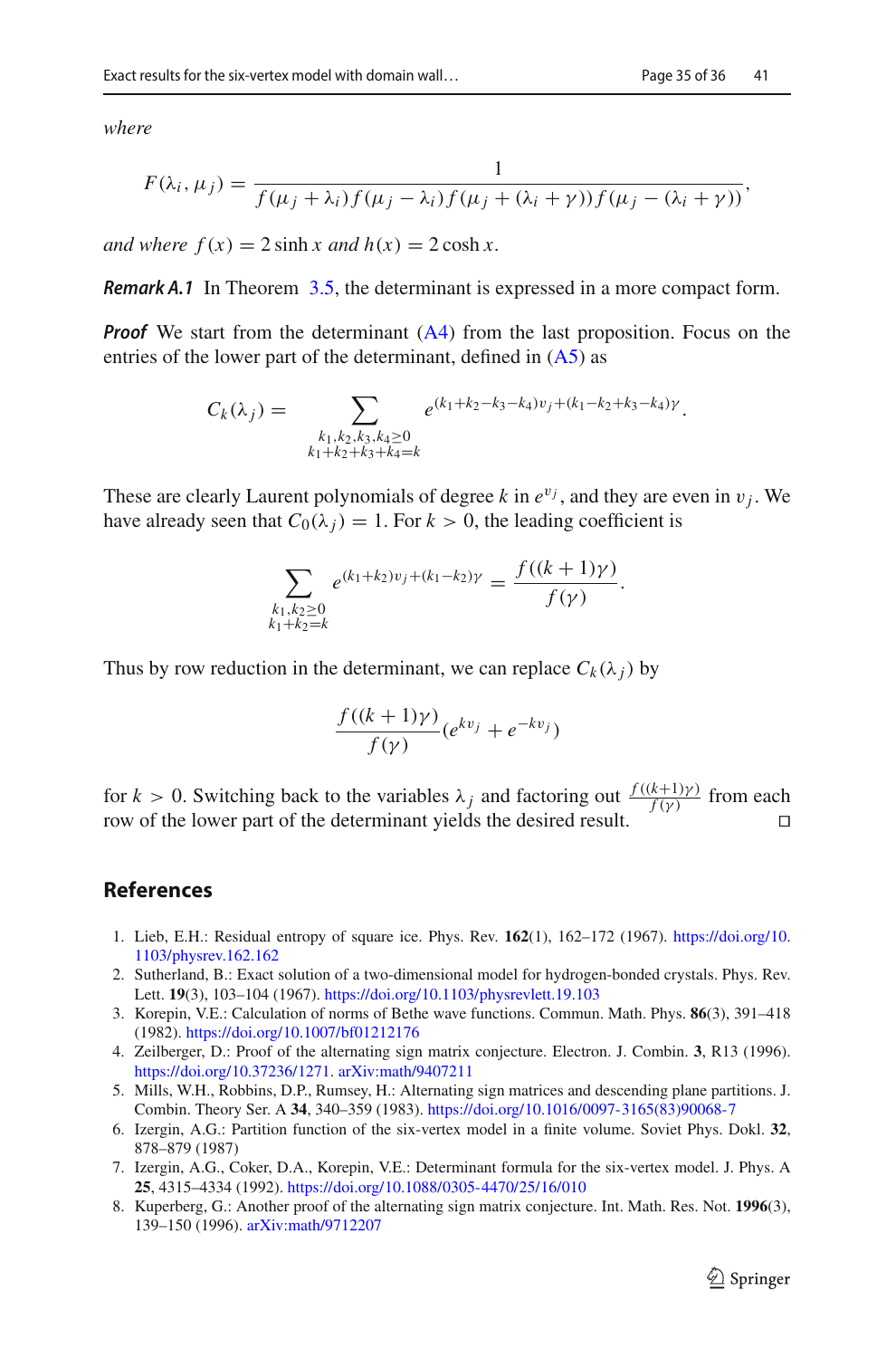*where*

$$F(\lambda_i, \mu_j) = \frac{1}{f(\mu_j + \lambda_i) f(\mu_j - \lambda_i) f(\mu_j + (\lambda_i + \gamma)) f(\mu_j - (\lambda_i + \gamma))},$$

*and where* $f(x) = 2\sinh x$ *and* $h(x) = 2\cosh x$.

***Remark A.1*** In Theorem 3.5, the determinant is expressed in a more compact form.

***Proof*** We start from the determinant (A4) from the last proposition. Focus on the entries of the lower part of the determinant, defined in (A5) as

$$C_k(\lambda_j) = \sum_{\substack{k_1,k_2,k_3,k_4 \geq 0 \\ k_1+k_2+k_3+k_4=k}} e^{(k_1+k_2-k_3-k_4)v_j + (k_1-k_2+k_3-k_4)\gamma}.$$

These are clearly Laurent polynomials of degree $k$ in $e^{v_j}$, and they are even in $v_j$. We have already seen that $C_0(\lambda_j) = 1$. For $k > 0$, the leading coefficient is

$$\sum_{\substack{k_1,k_2 \geq 0 \\ k_1+k_2=k}} e^{(k_1+k_2)v_j + (k_1-k_2)\gamma} = \frac{f((k+1)\gamma)}{f(\gamma)}.$$

Thus by row reduction in the determinant, we can replace $C_k(\lambda_j)$ by

$$\frac{f((k+1)\gamma)}{f(\gamma)}(e^{kv_j} + e^{-kv_j})$$

for $k > 0$. Switching back to the variables $\lambda_j$ and factoring out $\frac{f((k+1)\gamma)}{f(\gamma)}$ from each row of the lower part of the determinant yields the desired result. $\square$

## References

1. Lieb, E.H.: Residual entropy of square ice. Phys. Rev. **162**(1), 162–172 (1967). https://doi.org/10.1103/physrev.162.162
2. Sutherland, B.: Exact solution of a two-dimensional model for hydrogen-bonded crystals. Phys. Rev. Lett. **19**(3), 103–104 (1967). https://doi.org/10.1103/physrevlett.19.103
3. Korepin, V.E.: Calculation of norms of Bethe wave functions. Commun. Math. Phys. **86**(3), 391–418 (1982). https://doi.org/10.1007/bf01212176
4. Zeilberger, D.: Proof of the alternating sign matrix conjecture. Electron. J. Combin. **3**, R13 (1996). https://doi.org/10.37236/1271. arXiv:math/9407211
5. Mills, W.H., Robbins, D.P., Rumsey, H.: Alternating sign matrices and descending plane partitions. J. Combin. Theory Ser. A **34**, 340–359 (1983). https://doi.org/10.1016/0097-3165(83)90068-7
6. Izergin, A.G.: Partition function of the six-vertex model in a finite volume. Soviet Phys. Dokl. **32**, 878–879 (1987)
7. Izergin, A.G., Coker, D.A., Korepin, V.E.: Determinant formula for the six-vertex model. J. Phys. A **25**, 4315–4334 (1992). https://doi.org/10.1088/0305-4470/25/16/010
8. Kuperberg, G.: Another proof of the alternating sign matrix conjecture. Int. Math. Res. Not. **1996**(3), 139–150 (1996). arXiv:math/9712207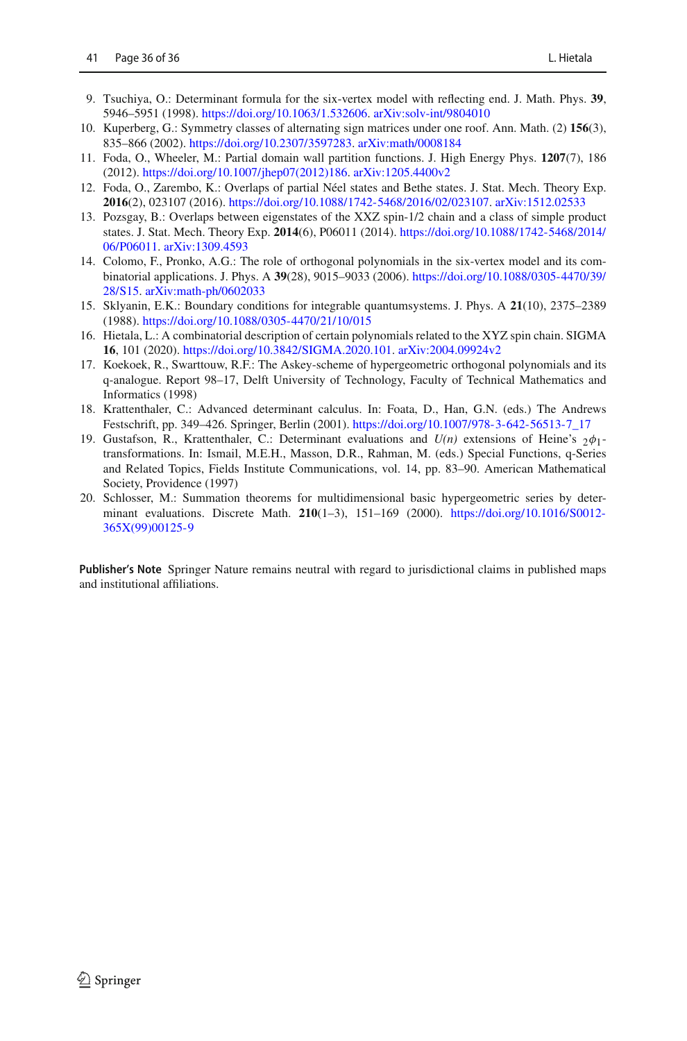9. Tsuchiya, O.: Determinant formula for the six-vertex model with reflecting end. J. Math. Phys. **39**, 5946–5951 (1998). https://doi.org/10.1063/1.532606. arXiv:solv-int/9804010
10. Kuperberg, G.: Symmetry classes of alternating sign matrices under one roof. Ann. Math. (2) **156**(3), 835–866 (2002). https://doi.org/10.2307/3597283. arXiv:math/0008184
11. Foda, O., Wheeler, M.: Partial domain wall partition functions. J. High Energy Phys. **1207**(7), 186 (2012). https://doi.org/10.1007/jhep07(2012)186. arXiv:1205.4400v2
12. Foda, O., Zarembo, K.: Overlaps of partial Néel states and Bethe states. J. Stat. Mech. Theory Exp. **2016**(2), 023107 (2016). https://doi.org/10.1088/1742-5468/2016/02/023107. arXiv:1512.02533
13. Pozsgay, B.: Overlaps between eigenstates of the XXZ spin-1/2 chain and a class of simple product states. J. Stat. Mech. Theory Exp. **2014**(6), P06011 (2014). https://doi.org/10.1088/1742-5468/2014/06/P06011. arXiv:1309.4593
14. Colomo, F., Pronko, A.G.: The role of orthogonal polynomials in the six-vertex model and its combinatorial applications. J. Phys. A **39**(28), 9015–9033 (2006). https://doi.org/10.1088/0305-4470/39/28/S15. arXiv:math-ph/0602033
15. Sklyanin, E.K.: Boundary conditions for integrable quantumsystems. J. Phys. A **21**(10), 2375–2389 (1988). https://doi.org/10.1088/0305-4470/21/10/015
16. Hietala, L.: A combinatorial description of certain polynomials related to the XYZ spin chain. SIGMA **16**, 101 (2020). https://doi.org/10.3842/SIGMA.2020.101. arXiv:2004.09924v2
17. Koekoek, R., Swarttouw, R.F.: The Askey-scheme of hypergeometric orthogonal polynomials and its q-analogue. Report 98–17, Delft University of Technology, Faculty of Technical Mathematics and Informatics (1998)
18. Krattenthaler, C.: Advanced determinant calculus. In: Foata, D., Han, G.N. (eds.) The Andrews Festschrift, pp. 349–426. Springer, Berlin (2001). https://doi.org/10.1007/978-3-642-56513-7_17
19. Gustafson, R., Krattenthaler, C.: Determinant evaluations and $U(n)$ extensions of Heine's ${}_2\phi_1$-transformations. In: Ismail, M.E.H., Masson, D.R., Rahman, M. (eds.) Special Functions, q-Series and Related Topics, Fields Institute Communications, vol. 14, pp. 83–90. American Mathematical Society, Providence (1997)
20. Schlosser, M.: Summation theorems for multidimensional basic hypergeometric series by determinant evaluations. Discrete Math. **210**(1–3), 151–169 (2000). https://doi.org/10.1016/S0012-365X(99)00125-9

**Publisher's Note** Springer Nature remains neutral with regard to jurisdictional claims in published maps and institutional affiliations.